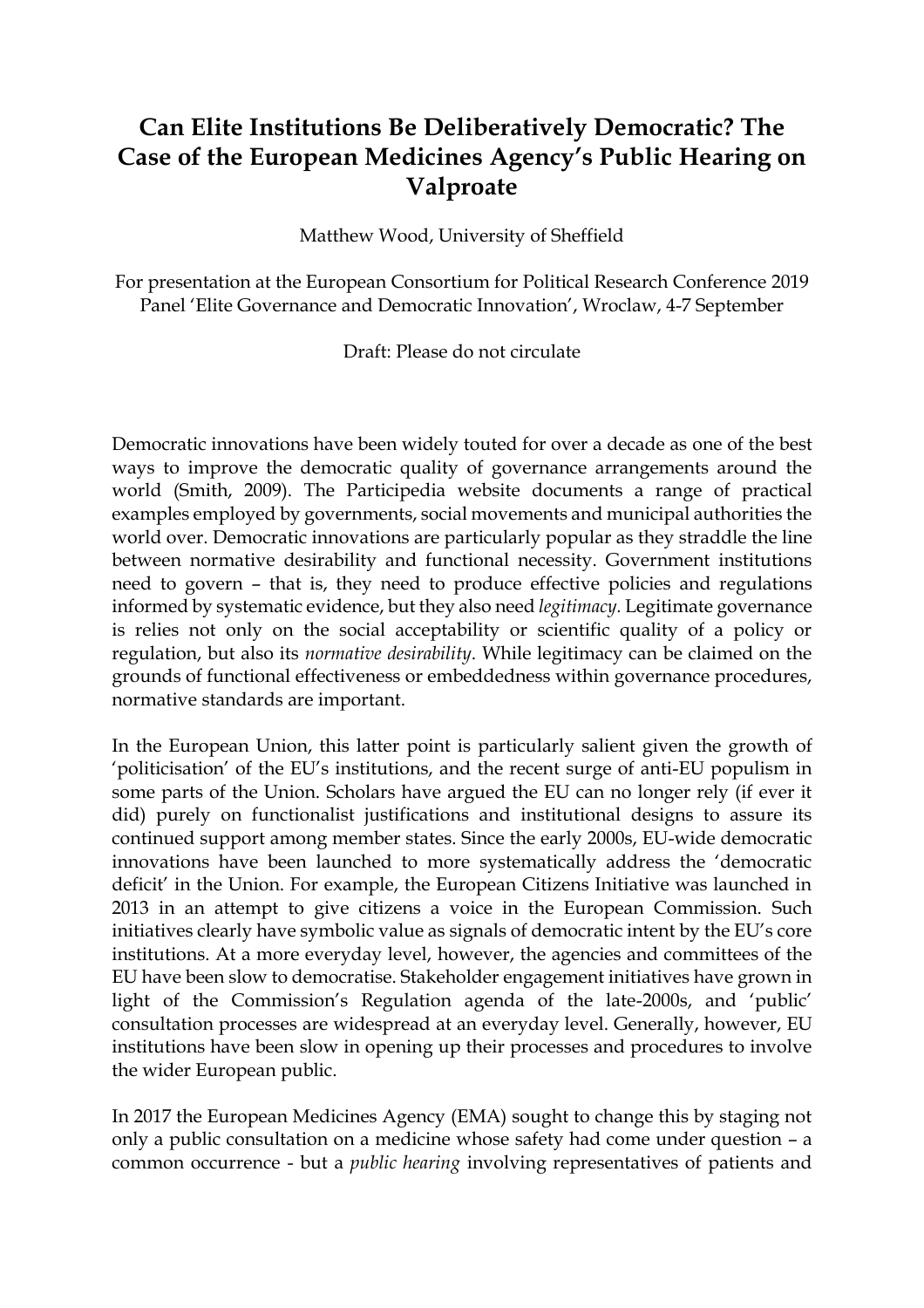# Can Elite Institutions Be Deliberatively Democratic? The Case of the European Medicines Agency's Public Hearing on Valproate

Matthew Wood, University of Sheffield

For presentation at the European Consortium for Political Research Conference 2019 Panel 'Elite Governance and Democratic Innovation', Wroclaw, 4-7 September

Draft: Please do not circulate

Democratic innovations have been widely touted for over a decade as one of the best ways to improve the democratic quality of governance arrangements around the world (Smith, 2009). The Participedia website documents a range of practical examples employed by governments, social movements and municipal authorities the world over. Democratic innovations are particularly popular as they straddle the line between normative desirability and functional necessity. Government institutions need to govern – that is, they need to produce effective policies and regulations informed by systematic evidence, but they also need *legitimacy.* Legitimate governance is relies not only on the social acceptability or scientific quality of a policy or regulation, but also its *normative desirability*. While legitimacy can be claimed on the grounds of functional effectiveness or embeddedness within governance procedures, normative standards are important.

In the European Union, this latter point is particularly salient given the growth of 'politicisation' of the EU's institutions, and the recent surge of anti-EU populism in some parts of the Union. Scholars have argued the EU can no longer rely (if ever it did) purely on functionalist justifications and institutional designs to assure its continued support among member states. Since the early 2000s, EU-wide democratic innovations have been launched to more systematically address the 'democratic deficit' in the Union. For example, the European Citizens Initiative was launched in 2013 in an attempt to give citizens a voice in the European Commission. Such initiatives clearly have symbolic value as signals of democratic intent by the EU's core institutions. At a more everyday level, however, the agencies and committees of the EU have been slow to democratise. Stakeholder engagement initiatives have grown in light of the Commission's Regulation agenda of the late-2000s, and 'public' consultation processes are widespread at an everyday level. Generally, however, EU institutions have been slow in opening up their processes and procedures to involve the wider European public.

In 2017 the European Medicines Agency (EMA) sought to change this by staging not only a public consultation on a medicine whose safety had come under question – a common occurrence - but a *public hearing* involving representatives of patients and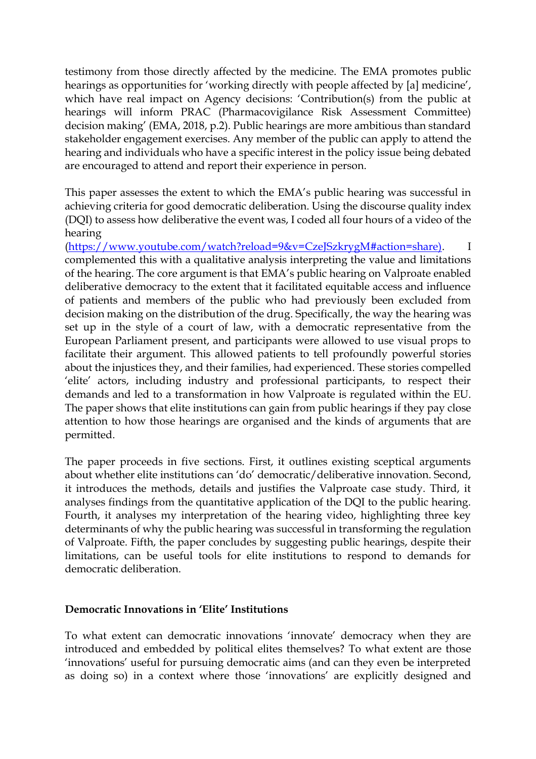testimony from those directly affected by the medicine. The EMA promotes public hearings as opportunities for 'working directly with people affected by [a] medicine', which have real impact on Agency decisions: 'Contribution(s) from the public at hearings will inform PRAC (Pharmacovigilance Risk Assessment Committee) decision making' (EMA, 2018, p.2). Public hearings are more ambitious than standard stakeholder engagement exercises. Any member of the public can apply to attend the hearing and individuals who have a specific interest in the policy issue being debated are encouraged to attend and report their experience in person.

This paper assesses the extent to which the EMA's public hearing was successful in achieving criteria for good democratic deliberation. Using the discourse quality index (DQI) to assess how deliberative the event was, I coded all four hours of a video of the hearing (https://www.youtube.com/watch?reload=9&v=CzeJSzkrygM#action=share). I complemented this with a qualitative analysis interpreting the value and limitations of the hearing. The core argument is that EMA's public hearing on Valproate enabled deliberative democracy to the extent that it facilitated equitable access and influence of patients and members of the public who had previously been excluded from decision making on the distribution of the drug. Specifically, the way the hearing was set up in the style of a court of law, with a democratic representative from the European Parliament present, and participants were allowed to use visual props to facilitate their argument. This allowed patients to tell profoundly powerful stories about the injustices they, and their families, had experienced. These stories compelled 'elite' actors, including industry and professional participants, to respect their demands and led to a transformation in how Valproate is regulated within the EU. The paper shows that elite institutions can gain from public hearings if they pay close attention to how those hearings are organised and the kinds of arguments that are permitted.

The paper proceeds in five sections. First, it outlines existing sceptical arguments about whether elite institutions can 'do' democratic/deliberative innovation. Second, it introduces the methods, details and justifies the Valproate case study. Third, it analyses findings from the quantitative application of the DQI to the public hearing. Fourth, it analyses my interpretation of the hearing video, highlighting three key determinants of why the public hearing was successful in transforming the regulation of Valproate. Fifth, the paper concludes by suggesting public hearings, despite their limitations, can be useful tools for elite institutions to respond to demands for democratic deliberation.

## Democratic Innovations in 'Elite' Institutions

To what extent can democratic innovations 'innovate' democracy when they are introduced and embedded by political elites themselves? To what extent are those 'innovations' useful for pursuing democratic aims (and can they even be interpreted as doing so) in a context where those 'innovations' are explicitly designed and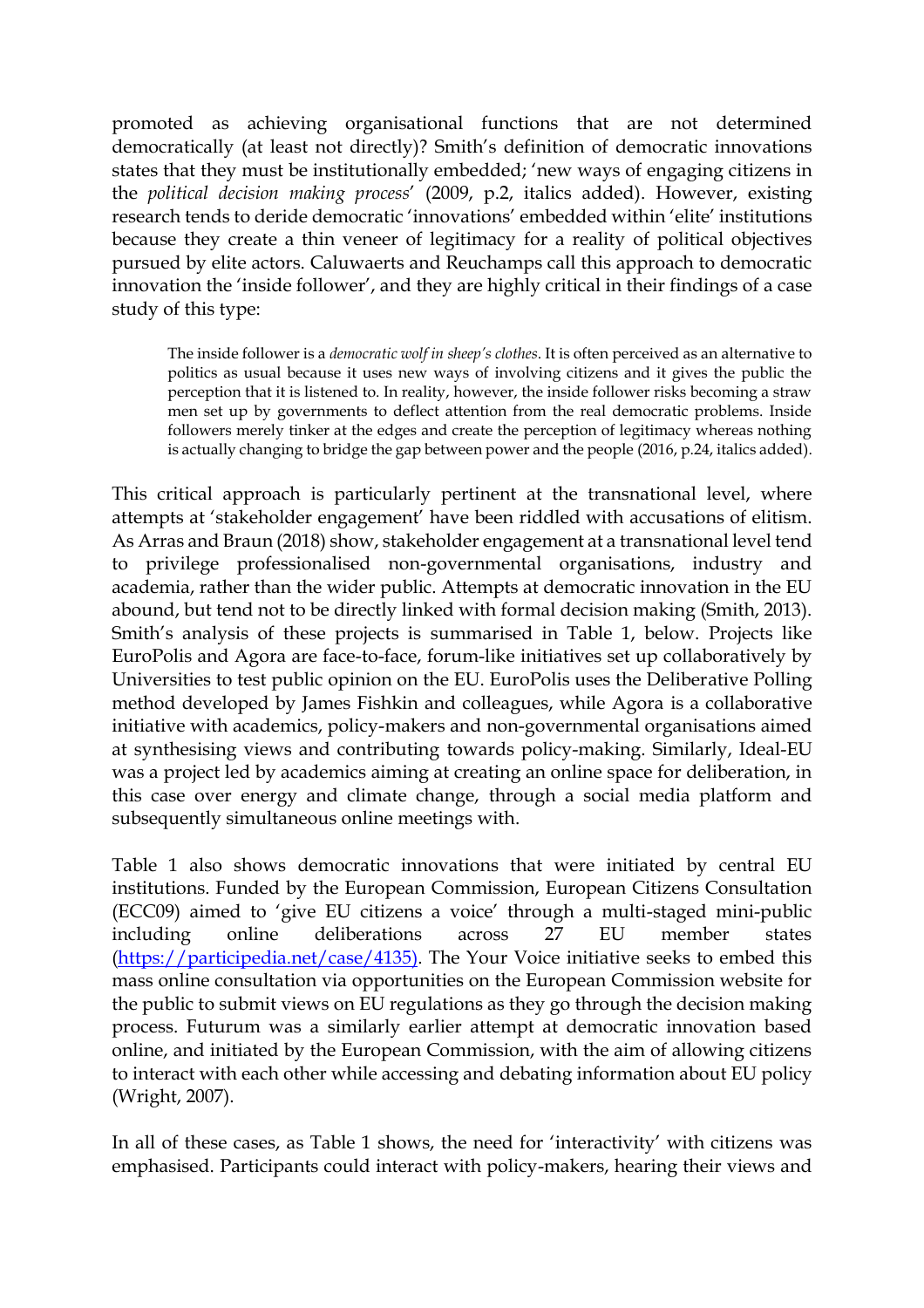promoted as achieving organisational functions that are not determined democratically (at least not directly)? Smith's definition of democratic innovations states that they must be institutionally embedded; 'new ways of engaging citizens in the *political decision making process*' (2009, p.2, italics added). However, existing research tends to deride democratic 'innovations' embedded within 'elite' institutions because they create a thin veneer of legitimacy for a reality of political objectives pursued by elite actors. Caluwaerts and Reuchamps call this approach to democratic innovation the 'inside follower', and they are highly critical in their findings of a case study of this type:

> The inside follower is a *democratic wolf in sheep's clothes*. It is often perceived as an alternative to politics as usual because it uses new ways of involving citizens and it gives the public the perception that it is listened to. In reality, however, the inside follower risks becoming a straw men set up by governments to deflect attention from the real democratic problems. Inside followers merely tinker at the edges and create the perception of legitimacy whereas nothing is actually changing to bridge the gap between power and the people (2016, p.24, italics added).

This critical approach is particularly pertinent at the transnational level, where attempts at 'stakeholder engagement' have been riddled with accusations of elitism. As Arras and Braun (2018) show, stakeholder engagement at a transnational level tend to privilege professionalised non-governmental organisations, industry and academia, rather than the wider public. Attempts at democratic innovation in the EU abound, but tend not to be directly linked with formal decision making (Smith, 2013). Smith's analysis of these projects is summarised in Table 1, below. Projects like EuroPolis and Agora are face-to-face, forum-like initiatives set up collaboratively by Universities to test public opinion on the EU. EuroPolis uses the Deliberative Polling method developed by James Fishkin and colleagues, while Agora is a collaborative initiative with academics, policy-makers and non-governmental organisations aimed at synthesising views and contributing towards policy-making. Similarly, Ideal-EU was a project led by academics aiming at creating an online space for deliberation, in this case over energy and climate change, through a social media platform and subsequently simultaneous online meetings with.

Table 1 also shows democratic innovations that were initiated by central EU institutions. Funded by the European Commission, European Citizens Consultation (ECC09) aimed to 'give EU citizens a voice' through a multi-staged mini-public including online deliberations across 27 EU member states (https://participedia.net/case/4135). The Your Voice initiative seeks to embed this mass online consultation via opportunities on the European Commission website for the public to submit views on EU regulations as they go through the decision making process. Futurum was a similarly earlier attempt at democratic innovation based online, and initiated by the European Commission, with the aim of allowing citizens to interact with each other while accessing and debating information about EU policy (Wright, 2007).

In all of these cases, as Table 1 shows, the need for 'interactivity' with citizens was emphasised. Participants could interact with policy-makers, hearing their views and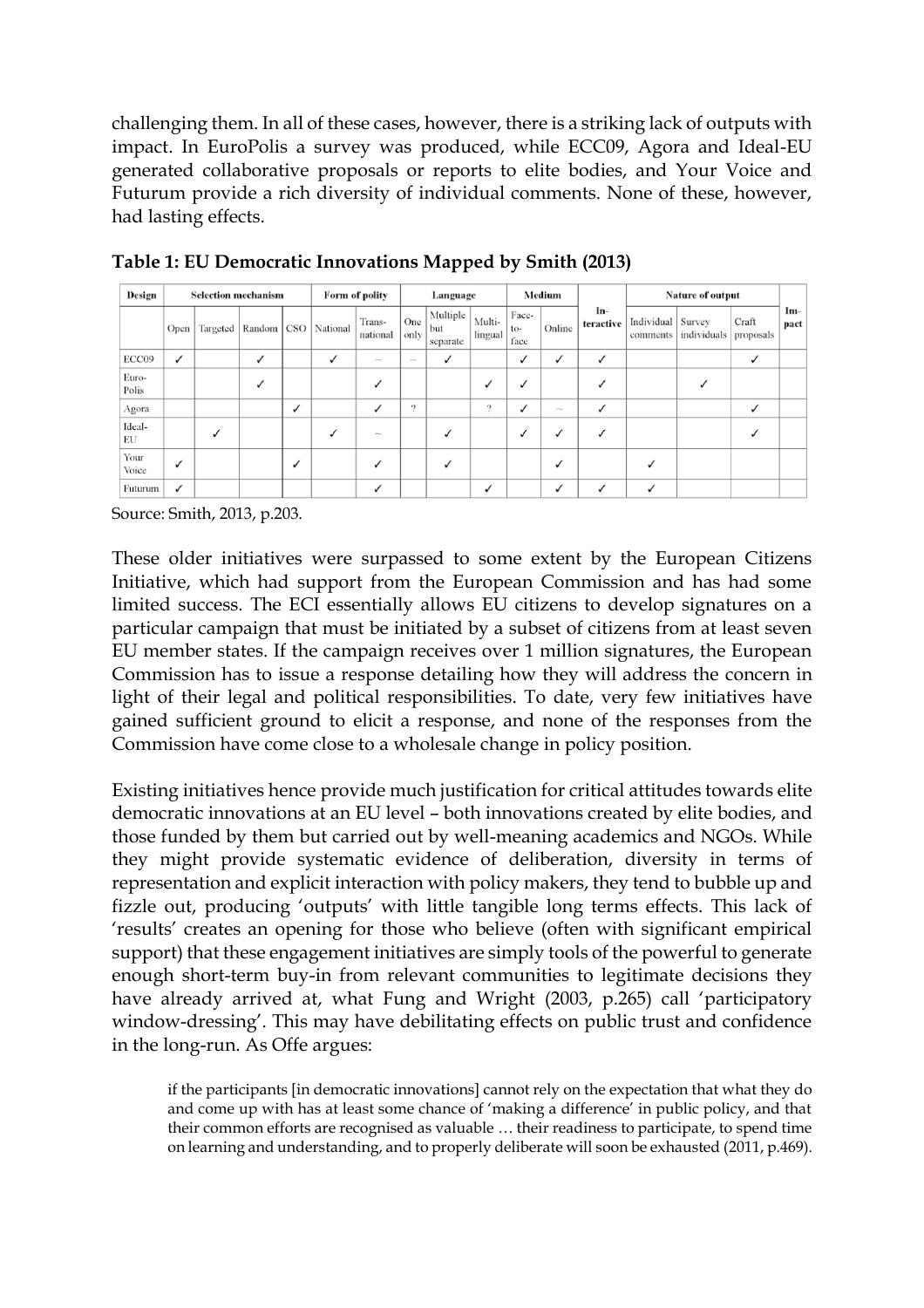challenging them. In all of these cases, however, there is a striking lack of outputs with impact. In EuroPolis a survey was produced, while ECC09, Agora and Ideal-EU generated collaborative proposals or reports to elite bodies, and Your Voice and Futurum provide a rich diversity of individual comments. None of these, however, had lasting effects.

**Table 1: EU Democratic Innovations Mapped by Smith (2013)**

| Design | Selection mechanism | | | | Form of polity | | Language | | | Medium | | In-teractive | Nature of output | | | Im-pact |
|---|---|---|---|---|---|---|---|---|---|---|---|---|---|---|---|---|
| | Open | Targeted | Random | CSO | National | Trans-national | One only | Multiple but separate | Multi-lingual | Face-to-face | Online | | Individual comments | Survey individuals | Craft proposals | |
| ECC09 | ✓ | | ✓ | | ✓ | ~ | ~ | ✓ | | ✓ | ✓ | ✓ | | | ✓ | |
| Euro-Polis | | | ✓ | | | ✓ | | | ✓ | ✓ | | ✓ | | ✓ | | |
| Agora | | | | ✓ | | ✓ | ? | | ? | ✓ | ~ | ✓ | | | ✓ | |
| Ideal-EU | | ✓ | | | ✓ | ~ | | ✓ | | ✓ | ✓ | ✓ | | | ✓ | |
| Your Voice | ✓ | | | ✓ | | ✓ | | ✓ | | | ✓ | | ✓ | | | |
| Futurum | ✓ | | | | | ✓ | | | ✓ | | ✓ | ✓ | ✓ | | | |

Source: Smith, 2013, p.203.

These older initiatives were surpassed to some extent by the European Citizens Initiative, which had support from the European Commission and has had some limited success. The ECI essentially allows EU citizens to develop signatures on a particular campaign that must be initiated by a subset of citizens from at least seven EU member states. If the campaign receives over 1 million signatures, the European Commission has to issue a response detailing how they will address the concern in light of their legal and political responsibilities. To date, very few initiatives have gained sufficient ground to elicit a response, and none of the responses from the Commission have come close to a wholesale change in policy position.

Existing initiatives hence provide much justification for critical attitudes towards elite democratic innovations at an EU level – both innovations created by elite bodies, and those funded by them but carried out by well-meaning academics and NGOs. While they might provide systematic evidence of deliberation, diversity in terms of representation and explicit interaction with policy makers, they tend to bubble up and fizzle out, producing 'outputs' with little tangible long terms effects. This lack of 'results' creates an opening for those who believe (often with significant empirical support) that these engagement initiatives are simply tools of the powerful to generate enough short-term buy-in from relevant communities to legitimate decisions they have already arrived at, what Fung and Wright (2003, p.265) call 'participatory window-dressing'. This may have debilitating effects on public trust and confidence in the long-run. As Offe argues:

> if the participants [in democratic innovations] cannot rely on the expectation that what they do and come up with has at least some chance of 'making a difference' in public policy, and that their common efforts are recognised as valuable … their readiness to participate, to spend time on learning and understanding, and to properly deliberate will soon be exhausted (2011, p.469).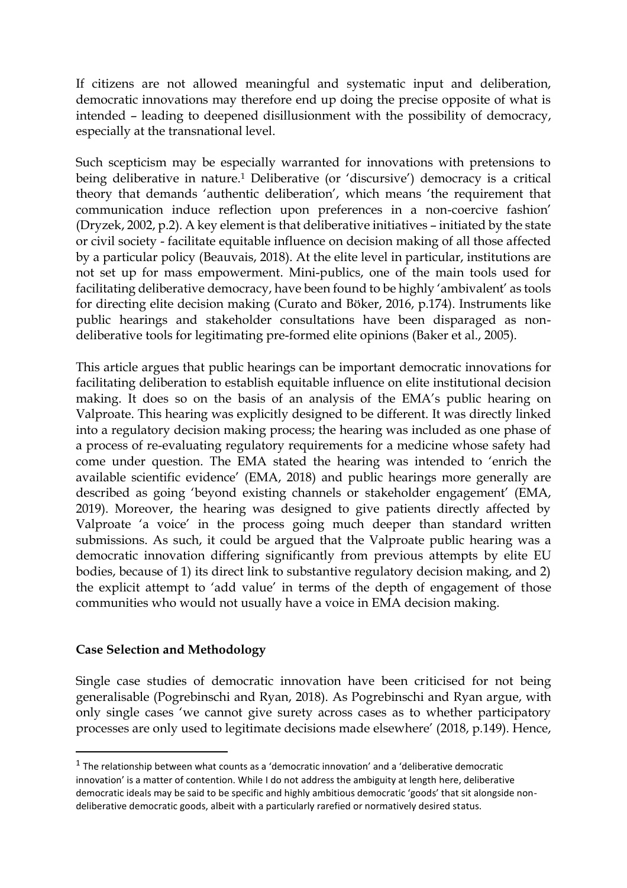If citizens are not allowed meaningful and systematic input and deliberation, democratic innovations may therefore end up doing the precise opposite of what is intended – leading to deepened disillusionment with the possibility of democracy, especially at the transnational level.

Such scepticism may be especially warranted for innovations with pretensions to being deliberative in nature.[1] Deliberative (or 'discursive') democracy is a critical theory that demands 'authentic deliberation', which means 'the requirement that communication induce reflection upon preferences in a non-coercive fashion' (Dryzek, 2002, p.2). A key element is that deliberative initiatives – initiated by the state or civil society - facilitate equitable influence on decision making of all those affected by a particular policy (Beauvais, 2018). At the elite level in particular, institutions are not set up for mass empowerment. Mini-publics, one of the main tools used for facilitating deliberative democracy, have been found to be highly 'ambivalent' as tools for directing elite decision making (Curato and Böker, 2016, p.174). Instruments like public hearings and stakeholder consultations have been disparaged as non-deliberative tools for legitimating pre-formed elite opinions (Baker et al., 2005).

This article argues that public hearings can be important democratic innovations for facilitating deliberation to establish equitable influence on elite institutional decision making. It does so on the basis of an analysis of the EMA's public hearing on Valproate. This hearing was explicitly designed to be different. It was directly linked into a regulatory decision making process; the hearing was included as one phase of a process of re-evaluating regulatory requirements for a medicine whose safety had come under question. The EMA stated the hearing was intended to 'enrich the available scientific evidence' (EMA, 2018) and public hearings more generally are described as going 'beyond existing channels or stakeholder engagement' (EMA, 2019). Moreover, the hearing was designed to give patients directly affected by Valproate 'a voice' in the process going much deeper than standard written submissions. As such, it could be argued that the Valproate public hearing was a democratic innovation differing significantly from previous attempts by elite EU bodies, because of 1) its direct link to substantive regulatory decision making, and 2) the explicit attempt to 'add value' in terms of the depth of engagement of those communities who would not usually have a voice in EMA decision making.

## Case Selection and Methodology

Single case studies of democratic innovation have been criticised for not being generalisable (Pogrebinschi and Ryan, 2018). As Pogrebinschi and Ryan argue, with only single cases 'we cannot give surety across cases as to whether participatory processes are only used to legitimate decisions made elsewhere' (2018, p.149). Hence,

[1] The relationship between what counts as a 'democratic innovation' and a 'deliberative democratic innovation' is a matter of contention. While I do not address the ambiguity at length here, deliberative democratic ideals may be said to be specific and highly ambitious democratic 'goods' that sit alongside non-deliberative democratic goods, albeit with a particularly rarefied or normatively desired status.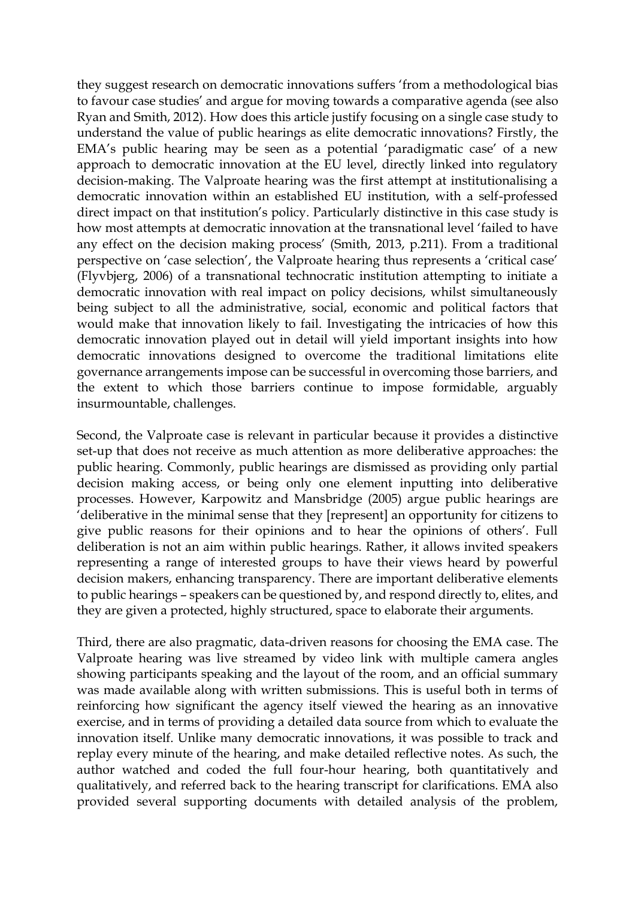they suggest research on democratic innovations suffers 'from a methodological bias to favour case studies' and argue for moving towards a comparative agenda (see also Ryan and Smith, 2012). How does this article justify focusing on a single case study to understand the value of public hearings as elite democratic innovations? Firstly, the EMA's public hearing may be seen as a potential 'paradigmatic case' of a new approach to democratic innovation at the EU level, directly linked into regulatory decision-making. The Valproate hearing was the first attempt at institutionalising a democratic innovation within an established EU institution, with a self-professed direct impact on that institution's policy. Particularly distinctive in this case study is how most attempts at democratic innovation at the transnational level 'failed to have any effect on the decision making process' (Smith, 2013, p.211). From a traditional perspective on 'case selection', the Valproate hearing thus represents a 'critical case' (Flyvbjerg, 2006) of a transnational technocratic institution attempting to initiate a democratic innovation with real impact on policy decisions, whilst simultaneously being subject to all the administrative, social, economic and political factors that would make that innovation likely to fail. Investigating the intricacies of how this democratic innovation played out in detail will yield important insights into how democratic innovations designed to overcome the traditional limitations elite governance arrangements impose can be successful in overcoming those barriers, and the extent to which those barriers continue to impose formidable, arguably insurmountable, challenges.

Second, the Valproate case is relevant in particular because it provides a distinctive set-up that does not receive as much attention as more deliberative approaches: the public hearing. Commonly, public hearings are dismissed as providing only partial decision making access, or being only one element inputting into deliberative processes. However, Karpowitz and Mansbridge (2005) argue public hearings are 'deliberative in the minimal sense that they [represent] an opportunity for citizens to give public reasons for their opinions and to hear the opinions of others'. Full deliberation is not an aim within public hearings. Rather, it allows invited speakers representing a range of interested groups to have their views heard by powerful decision makers, enhancing transparency. There are important deliberative elements to public hearings – speakers can be questioned by, and respond directly to, elites, and they are given a protected, highly structured, space to elaborate their arguments.

Third, there are also pragmatic, data-driven reasons for choosing the EMA case. The Valproate hearing was live streamed by video link with multiple camera angles showing participants speaking and the layout of the room, and an official summary was made available along with written submissions. This is useful both in terms of reinforcing how significant the agency itself viewed the hearing as an innovative exercise, and in terms of providing a detailed data source from which to evaluate the innovation itself. Unlike many democratic innovations, it was possible to track and replay every minute of the hearing, and make detailed reflective notes. As such, the author watched and coded the full four-hour hearing, both quantitatively and qualitatively, and referred back to the hearing transcript for clarifications. EMA also provided several supporting documents with detailed analysis of the problem,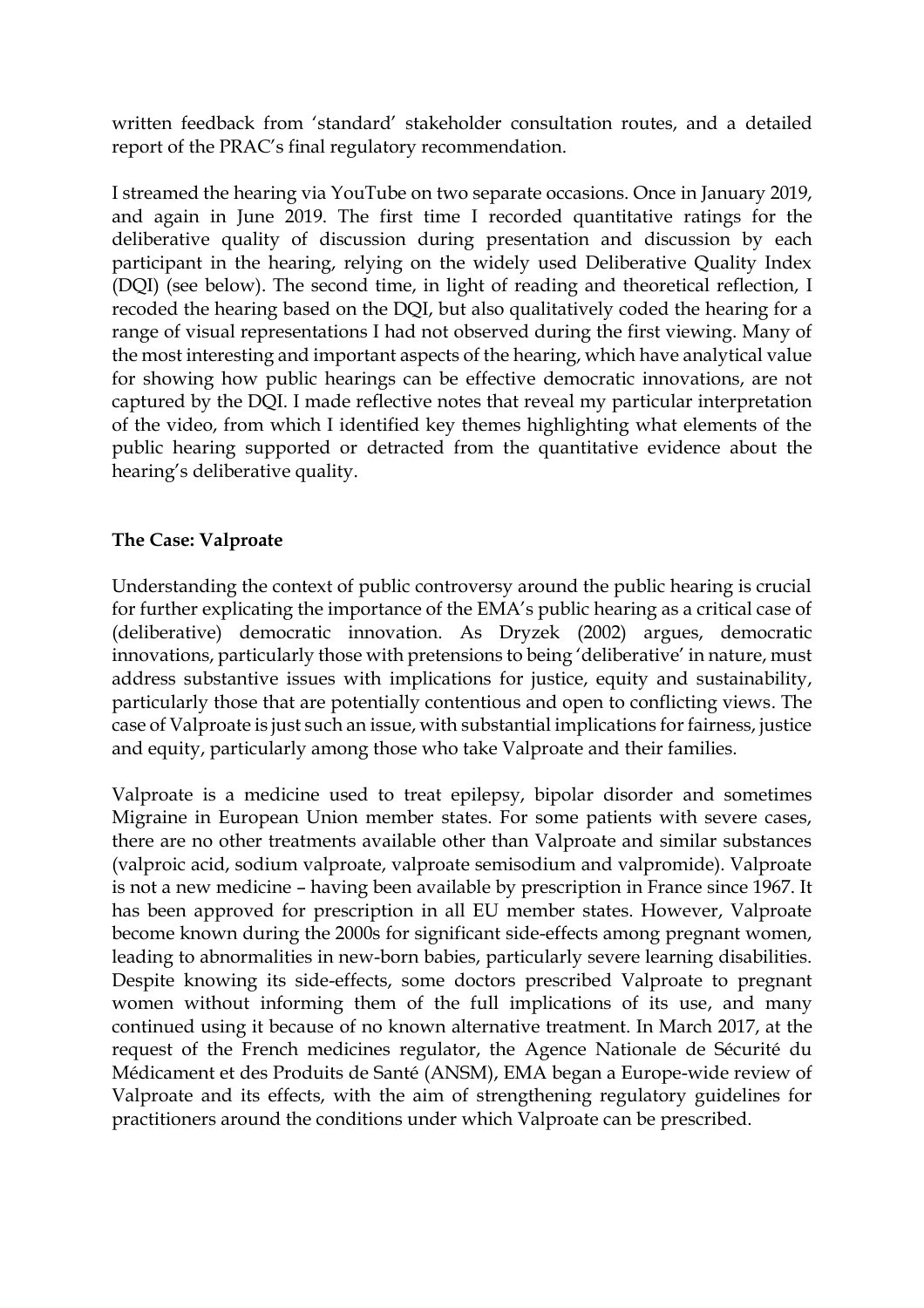written feedback from 'standard' stakeholder consultation routes, and a detailed report of the PRAC's final regulatory recommendation.

I streamed the hearing via YouTube on two separate occasions. Once in January 2019, and again in June 2019. The first time I recorded quantitative ratings for the deliberative quality of discussion during presentation and discussion by each participant in the hearing, relying on the widely used Deliberative Quality Index (DQI) (see below). The second time, in light of reading and theoretical reflection, I recoded the hearing based on the DQI, but also qualitatively coded the hearing for a range of visual representations I had not observed during the first viewing. Many of the most interesting and important aspects of the hearing, which have analytical value for showing how public hearings can be effective democratic innovations, are not captured by the DQI. I made reflective notes that reveal my particular interpretation of the video, from which I identified key themes highlighting what elements of the public hearing supported or detracted from the quantitative evidence about the hearing's deliberative quality.

**The Case: Valproate**

Understanding the context of public controversy around the public hearing is crucial for further explicating the importance of the EMA's public hearing as a critical case of (deliberative) democratic innovation. As Dryzek (2002) argues, democratic innovations, particularly those with pretensions to being 'deliberative' in nature, must address substantive issues with implications for justice, equity and sustainability, particularly those that are potentially contentious and open to conflicting views. The case of Valproate is just such an issue, with substantial implications for fairness, justice and equity, particularly among those who take Valproate and their families.

Valproate is a medicine used to treat epilepsy, bipolar disorder and sometimes Migraine in European Union member states. For some patients with severe cases, there are no other treatments available other than Valproate and similar substances (valproic acid, sodium valproate, valproate semisodium and valpromide). Valproate is not a new medicine – having been available by prescription in France since 1967. It has been approved for prescription in all EU member states. However, Valproate become known during the 2000s for significant side-effects among pregnant women, leading to abnormalities in new-born babies, particularly severe learning disabilities. Despite knowing its side-effects, some doctors prescribed Valproate to pregnant women without informing them of the full implications of its use, and many continued using it because of no known alternative treatment. In March 2017, at the request of the French medicines regulator, the Agence Nationale de Sécurité du Médicament et des Produits de Santé (ANSM), EMA began a Europe-wide review of Valproate and its effects, with the aim of strengthening regulatory guidelines for practitioners around the conditions under which Valproate can be prescribed.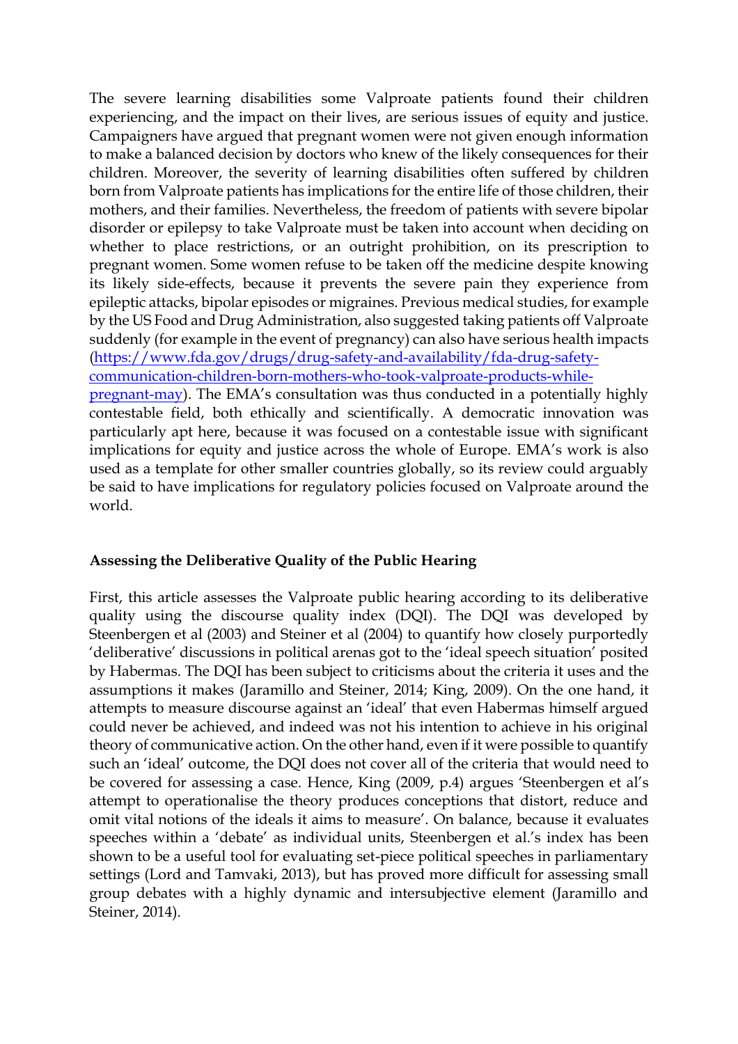The severe learning disabilities some Valproate patients found their children experiencing, and the impact on their lives, are serious issues of equity and justice. Campaigners have argued that pregnant women were not given enough information to make a balanced decision by doctors who knew of the likely consequences for their children. Moreover, the severity of learning disabilities often suffered by children born from Valproate patients has implications for the entire life of those children, their mothers, and their families. Nevertheless, the freedom of patients with severe bipolar disorder or epilepsy to take Valproate must be taken into account when deciding on whether to place restrictions, or an outright prohibition, on its prescription to pregnant women. Some women refuse to be taken off the medicine despite knowing its likely side-effects, because it prevents the severe pain they experience from epileptic attacks, bipolar episodes or migraines. Previous medical studies, for example by the US Food and Drug Administration, also suggested taking patients off Valproate suddenly (for example in the event of pregnancy) can also have serious health impacts (https://www.fda.gov/drugs/drug-safety-and-availability/fda-drug-safety-communication-children-born-mothers-who-took-valproate-products-while-pregnant-may). The EMA's consultation was thus conducted in a potentially highly contestable field, both ethically and scientifically. A democratic innovation was particularly apt here, because it was focused on a contestable issue with significant implications for equity and justice across the whole of Europe. EMA's work is also used as a template for other smaller countries globally, so its review could arguably be said to have implications for regulatory policies focused on Valproate around the world.

**Assessing the Deliberative Quality of the Public Hearing**

First, this article assesses the Valproate public hearing according to its deliberative quality using the discourse quality index (DQI). The DQI was developed by Steenbergen et al (2003) and Steiner et al (2004) to quantify how closely purportedly 'deliberative' discussions in political arenas got to the 'ideal speech situation' posited by Habermas. The DQI has been subject to criticisms about the criteria it uses and the assumptions it makes (Jaramillo and Steiner, 2014; King, 2009). On the one hand, it attempts to measure discourse against an 'ideal' that even Habermas himself argued could never be achieved, and indeed was not his intention to achieve in his original theory of communicative action. On the other hand, even if it were possible to quantify such an 'ideal' outcome, the DQI does not cover all of the criteria that would need to be covered for assessing a case. Hence, King (2009, p.4) argues 'Steenbergen et al's attempt to operationalise the theory produces conceptions that distort, reduce and omit vital notions of the ideals it aims to measure'. On balance, because it evaluates speeches within a 'debate' as individual units, Steenbergen et al.'s index has been shown to be a useful tool for evaluating set-piece political speeches in parliamentary settings (Lord and Tamvaki, 2013), but has proved more difficult for assessing small group debates with a highly dynamic and intersubjective element (Jaramillo and Steiner, 2014).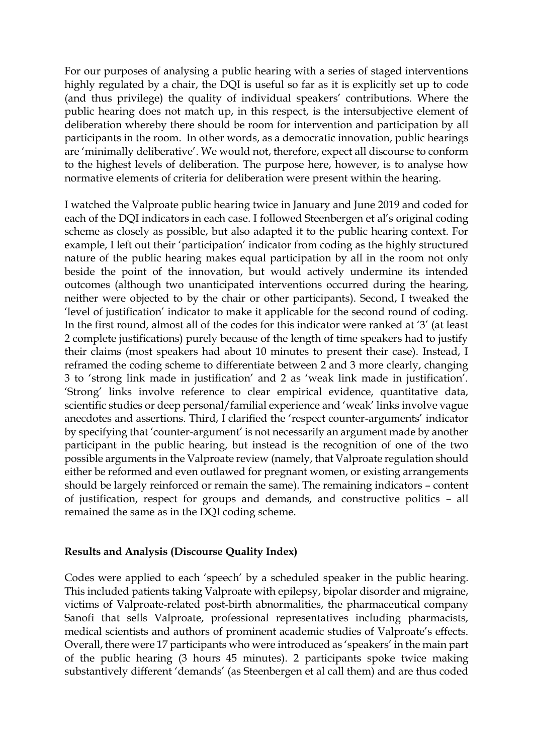For our purposes of analysing a public hearing with a series of staged interventions highly regulated by a chair, the DQI is useful so far as it is explicitly set up to code (and thus privilege) the quality of individual speakers' contributions. Where the public hearing does not match up, in this respect, is the intersubjective element of deliberation whereby there should be room for intervention and participation by all participants in the room. In other words, as a democratic innovation, public hearings are 'minimally deliberative'. We would not, therefore, expect all discourse to conform to the highest levels of deliberation. The purpose here, however, is to analyse how normative elements of criteria for deliberation were present within the hearing.

I watched the Valproate public hearing twice in January and June 2019 and coded for each of the DQI indicators in each case. I followed Steenbergen et al's original coding scheme as closely as possible, but also adapted it to the public hearing context. For example, I left out their 'participation' indicator from coding as the highly structured nature of the public hearing makes equal participation by all in the room not only beside the point of the innovation, but would actively undermine its intended outcomes (although two unanticipated interventions occurred during the hearing, neither were objected to by the chair or other participants). Second, I tweaked the 'level of justification' indicator to make it applicable for the second round of coding. In the first round, almost all of the codes for this indicator were ranked at '3' (at least 2 complete justifications) purely because of the length of time speakers had to justify their claims (most speakers had about 10 minutes to present their case). Instead, I reframed the coding scheme to differentiate between 2 and 3 more clearly, changing 3 to 'strong link made in justification' and 2 as 'weak link made in justification'. 'Strong' links involve reference to clear empirical evidence, quantitative data, scientific studies or deep personal/familial experience and 'weak' links involve vague anecdotes and assertions. Third, I clarified the 'respect counter-arguments' indicator by specifying that 'counter-argument' is not necessarily an argument made by another participant in the public hearing, but instead is the recognition of one of the two possible arguments in the Valproate review (namely, that Valproate regulation should either be reformed and even outlawed for pregnant women, or existing arrangements should be largely reinforced or remain the same). The remaining indicators – content of justification, respect for groups and demands, and constructive politics – all remained the same as in the DQI coding scheme.

**Results and Analysis (Discourse Quality Index)**

Codes were applied to each 'speech' by a scheduled speaker in the public hearing. This included patients taking Valproate with epilepsy, bipolar disorder and migraine, victims of Valproate-related post-birth abnormalities, the pharmaceutical company Sanofi that sells Valproate, professional representatives including pharmacists, medical scientists and authors of prominent academic studies of Valproate's effects. Overall, there were 17 participants who were introduced as 'speakers' in the main part of the public hearing (3 hours 45 minutes). 2 participants spoke twice making substantively different 'demands' (as Steenbergen et al call them) and are thus coded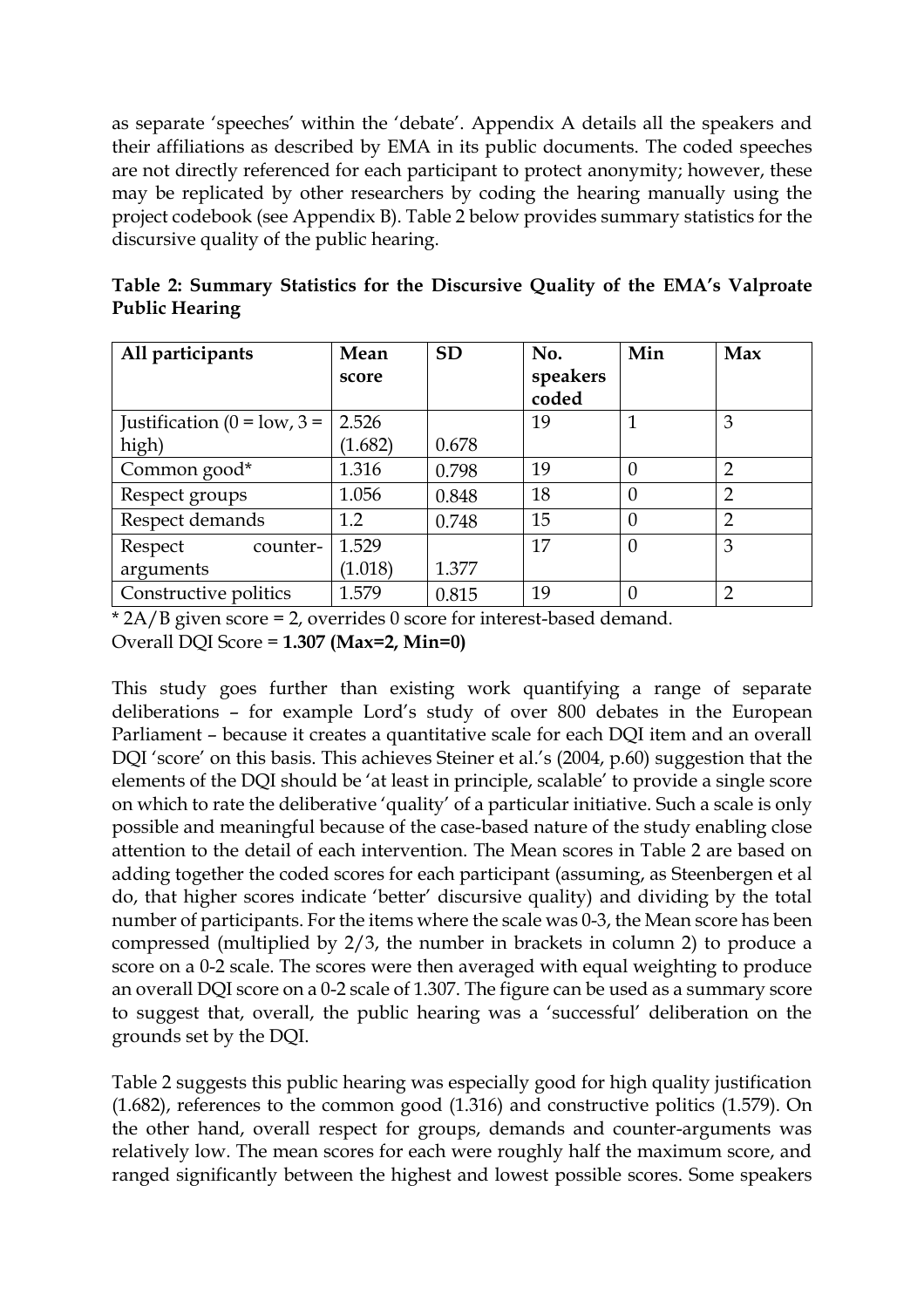as separate 'speeches' within the 'debate'. Appendix A details all the speakers and their affiliations as described by EMA in its public documents. The coded speeches are not directly referenced for each participant to protect anonymity; however, these may be replicated by other researchers by coding the hearing manually using the project codebook (see Appendix B). Table 2 below provides summary statistics for the discursive quality of the public hearing.

**Table 2: Summary Statistics for the Discursive Quality of the EMA's Valproate Public Hearing**

| All participants | Mean score | SD | No. speakers coded | Min | Max |
|---|---|---|---|---|---|
| Justification (0 = low, 3 = high) | 2.526 (1.682) | 0.678 | 19 | 1 | 3 |
| Common good* | 1.316 | 0.798 | 19 | 0 | 2 |
| Respect groups | 1.056 | 0.848 | 18 | 0 | 2 |
| Respect demands | 1.2 | 0.748 | 15 | 0 | 2 |
| Respect counter-arguments | 1.529 (1.018) | 1.377 | 17 | 0 | 3 |
| Constructive politics | 1.579 | 0.815 | 19 | 0 | 2 |

\* 2A/B given score = 2, overrides 0 score for interest-based demand.
Overall DQI Score = **1.307 (Max=2, Min=0)**

This study goes further than existing work quantifying a range of separate deliberations – for example Lord's study of over 800 debates in the European Parliament – because it creates a quantitative scale for each DQI item and an overall DQI 'score' on this basis. This achieves Steiner et al.'s (2004, p.60) suggestion that the elements of the DQI should be 'at least in principle, scalable' to provide a single score on which to rate the deliberative 'quality' of a particular initiative. Such a scale is only possible and meaningful because of the case-based nature of the study enabling close attention to the detail of each intervention. The Mean scores in Table 2 are based on adding together the coded scores for each participant (assuming, as Steenbergen et al do, that higher scores indicate 'better' discursive quality) and dividing by the total number of participants. For the items where the scale was 0-3, the Mean score has been compressed (multiplied by 2/3, the number in brackets in column 2) to produce a score on a 0-2 scale. The scores were then averaged with equal weighting to produce an overall DQI score on a 0-2 scale of 1.307. The figure can be used as a summary score to suggest that, overall, the public hearing was a 'successful' deliberation on the grounds set by the DQI.

Table 2 suggests this public hearing was especially good for high quality justification (1.682), references to the common good (1.316) and constructive politics (1.579). On the other hand, overall respect for groups, demands and counter-arguments was relatively low. The mean scores for each were roughly half the maximum score, and ranged significantly between the highest and lowest possible scores. Some speakers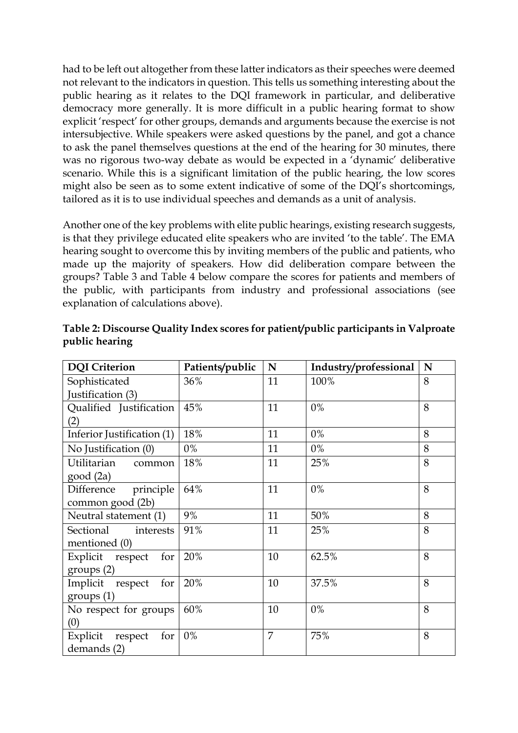had to be left out altogether from these latter indicators as their speeches were deemed not relevant to the indicators in question. This tells us something interesting about the public hearing as it relates to the DQI framework in particular, and deliberative democracy more generally. It is more difficult in a public hearing format to show explicit 'respect' for other groups, demands and arguments because the exercise is not intersubjective. While speakers were asked questions by the panel, and got a chance to ask the panel themselves questions at the end of the hearing for 30 minutes, there was no rigorous two-way debate as would be expected in a 'dynamic' deliberative scenario. While this is a significant limitation of the public hearing, the low scores might also be seen as to some extent indicative of some of the DQI's shortcomings, tailored as it is to use individual speeches and demands as a unit of analysis.

Another one of the key problems with elite public hearings, existing research suggests, is that they privilege educated elite speakers who are invited 'to the table'. The EMA hearing sought to overcome this by inviting members of the public and patients, who made up the majority of speakers. How did deliberation compare between the groups? Table 3 and Table 4 below compare the scores for patients and members of the public, with participants from industry and professional associations (see explanation of calculations above).

**Table 2: Discourse Quality Index scores for patient/public participants in Valproate public hearing**

| DQI Criterion | Patients/public | N | Industry/professional | N |
|---|---|---|---|---|
| Sophisticated Justification (3) | 36% | 11 | 100% | 8 |
| Qualified Justification (2) | 45% | 11 | 0% | 8 |
| Inferior Justification (1) | 18% | 11 | 0% | 8 |
| No Justification (0) | 0% | 11 | 0% | 8 |
| Utilitarian common good (2a) | 18% | 11 | 25% | 8 |
| Difference principle common good (2b) | 64% | 11 | 0% | 8 |
| Neutral statement (1) | 9% | 11 | 50% | 8 |
| Sectional interests mentioned (0) | 91% | 11 | 25% | 8 |
| Explicit respect for groups (2) | 20% | 10 | 62.5% | 8 |
| Implicit respect for groups (1) | 20% | 10 | 37.5% | 8 |
| No respect for groups (0) | 60% | 10 | 0% | 8 |
| Explicit respect for demands (2) | 0% | 7 | 75% | 8 |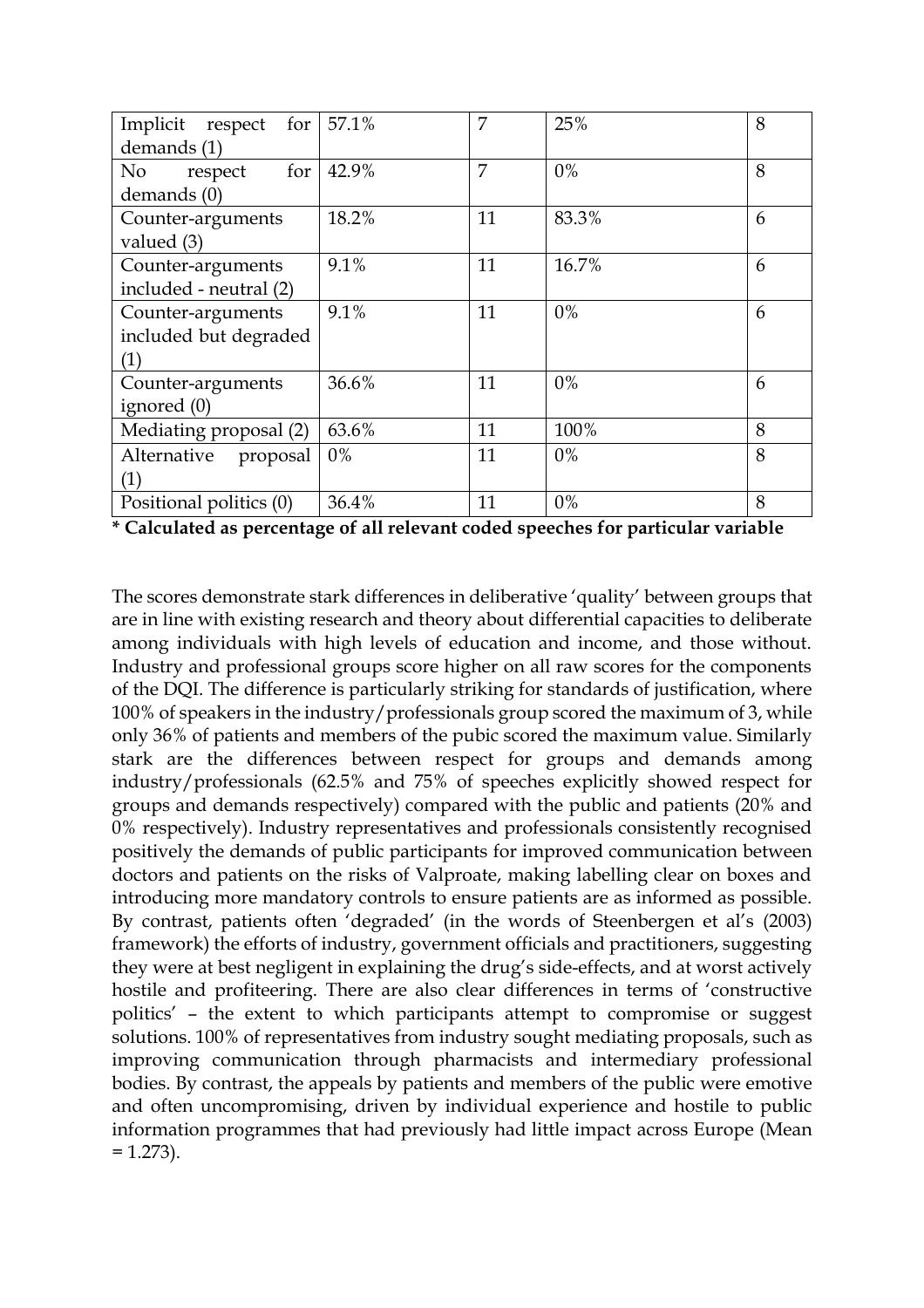| | | | | |
|---|---|---|---|---|
| Implicit respect for demands (1) | 57.1% | 7 | 25% | 8 |
| No respect for demands (0) | 42.9% | 7 | 0% | 8 |
| Counter-arguments valued (3) | 18.2% | 11 | 83.3% | 6 |
| Counter-arguments included - neutral (2) | 9.1% | 11 | 16.7% | 6 |
| Counter-arguments included but degraded (1) | 9.1% | 11 | 0% | 6 |
| Counter-arguments ignored (0) | 36.6% | 11 | 0% | 6 |
| Mediating proposal (2) | 63.6% | 11 | 100% | 8 |
| Alternative proposal (1) | 0% | 11 | 0% | 8 |
| Positional politics (0) | 36.4% | 11 | 0% | 8 |

**\* Calculated as percentage of all relevant coded speeches for particular variable**

The scores demonstrate stark differences in deliberative 'quality' between groups that are in line with existing research and theory about differential capacities to deliberate among individuals with high levels of education and income, and those without. Industry and professional groups score higher on all raw scores for the components of the DQI. The difference is particularly striking for standards of justification, where 100% of speakers in the industry/professionals group scored the maximum of 3, while only 36% of patients and members of the pubic scored the maximum value. Similarly stark are the differences between respect for groups and demands among industry/professionals (62.5% and 75% of speeches explicitly showed respect for groups and demands respectively) compared with the public and patients (20% and 0% respectively). Industry representatives and professionals consistently recognised positively the demands of public participants for improved communication between doctors and patients on the risks of Valproate, making labelling clear on boxes and introducing more mandatory controls to ensure patients are as informed as possible. By contrast, patients often 'degraded' (in the words of Steenbergen et al's (2003) framework) the efforts of industry, government officials and practitioners, suggesting they were at best negligent in explaining the drug's side-effects, and at worst actively hostile and profiteering. There are also clear differences in terms of 'constructive politics' – the extent to which participants attempt to compromise or suggest solutions. 100% of representatives from industry sought mediating proposals, such as improving communication through pharmacists and intermediary professional bodies. By contrast, the appeals by patients and members of the public were emotive and often uncompromising, driven by individual experience and hostile to public information programmes that had previously had little impact across Europe (Mean = 1.273).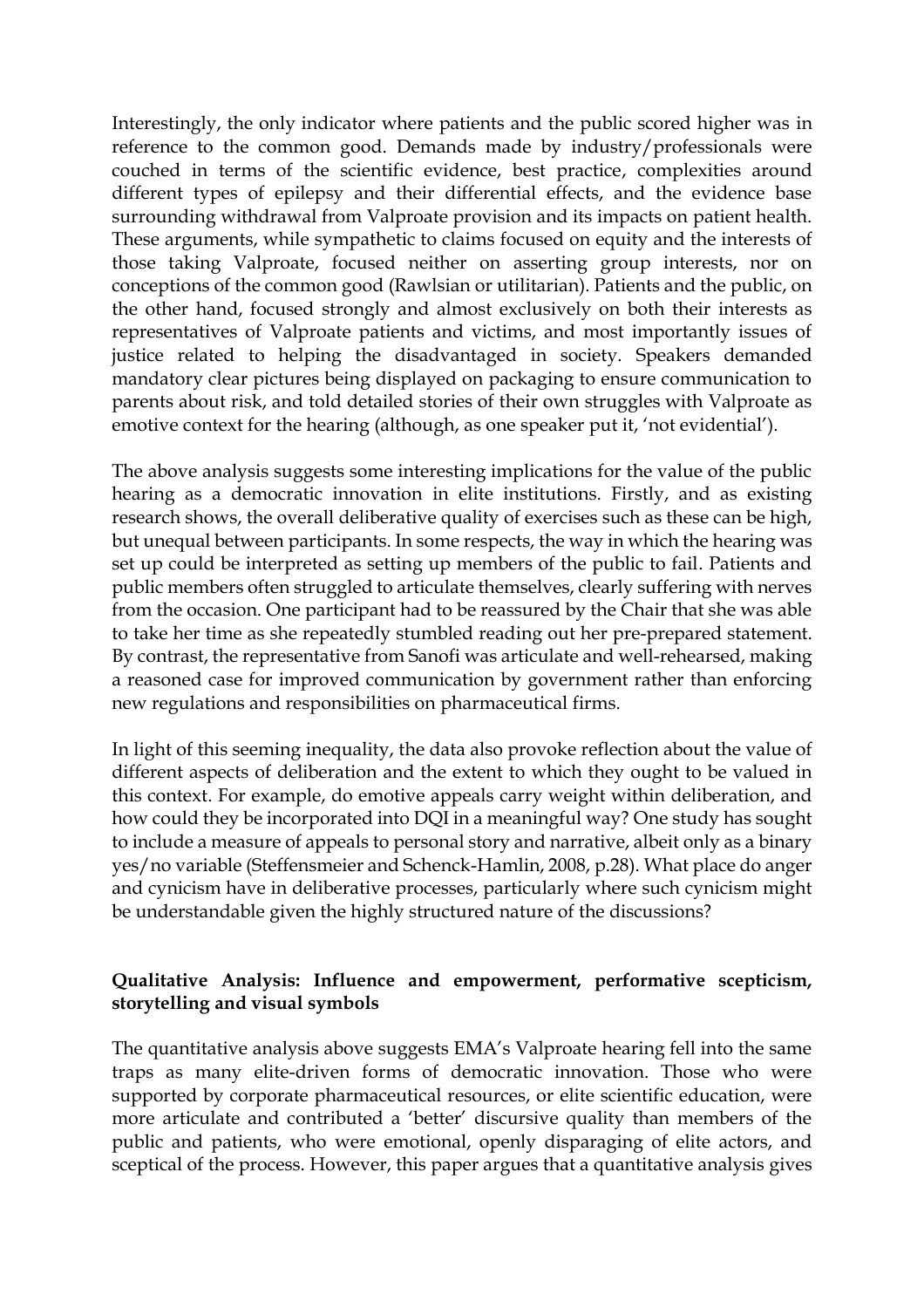Interestingly, the only indicator where patients and the public scored higher was in reference to the common good. Demands made by industry/professionals were couched in terms of the scientific evidence, best practice, complexities around different types of epilepsy and their differential effects, and the evidence base surrounding withdrawal from Valproate provision and its impacts on patient health. These arguments, while sympathetic to claims focused on equity and the interests of those taking Valproate, focused neither on asserting group interests, nor on conceptions of the common good (Rawlsian or utilitarian). Patients and the public, on the other hand, focused strongly and almost exclusively on both their interests as representatives of Valproate patients and victims, and most importantly issues of justice related to helping the disadvantaged in society. Speakers demanded mandatory clear pictures being displayed on packaging to ensure communication to parents about risk, and told detailed stories of their own struggles with Valproate as emotive context for the hearing (although, as one speaker put it, 'not evidential').

The above analysis suggests some interesting implications for the value of the public hearing as a democratic innovation in elite institutions. Firstly, and as existing research shows, the overall deliberative quality of exercises such as these can be high, but unequal between participants. In some respects, the way in which the hearing was set up could be interpreted as setting up members of the public to fail. Patients and public members often struggled to articulate themselves, clearly suffering with nerves from the occasion. One participant had to be reassured by the Chair that she was able to take her time as she repeatedly stumbled reading out her pre-prepared statement. By contrast, the representative from Sanofi was articulate and well-rehearsed, making a reasoned case for improved communication by government rather than enforcing new regulations and responsibilities on pharmaceutical firms.

In light of this seeming inequality, the data also provoke reflection about the value of different aspects of deliberation and the extent to which they ought to be valued in this context. For example, do emotive appeals carry weight within deliberation, and how could they be incorporated into DQI in a meaningful way? One study has sought to include a measure of appeals to personal story and narrative, albeit only as a binary yes/no variable (Steffensmeier and Schenck-Hamlin, 2008, p.28). What place do anger and cynicism have in deliberative processes, particularly where such cynicism might be understandable given the highly structured nature of the discussions?

### Qualitative Analysis: Influence and empowerment, performative scepticism, storytelling and visual symbols

The quantitative analysis above suggests EMA's Valproate hearing fell into the same traps as many elite-driven forms of democratic innovation. Those who were supported by corporate pharmaceutical resources, or elite scientific education, were more articulate and contributed a 'better' discursive quality than members of the public and patients, who were emotional, openly disparaging of elite actors, and sceptical of the process. However, this paper argues that a quantitative analysis gives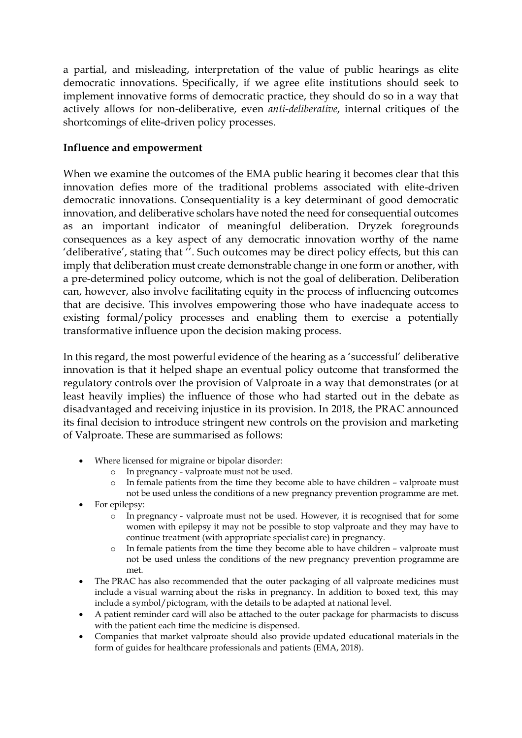a partial, and misleading, interpretation of the value of public hearings as elite democratic innovations. Specifically, if we agree elite institutions should seek to implement innovative forms of democratic practice, they should do so in a way that actively allows for non-deliberative, even *anti-deliberative*, internal critiques of the shortcomings of elite-driven policy processes.

**Influence and empowerment**

When we examine the outcomes of the EMA public hearing it becomes clear that this innovation defies more of the traditional problems associated with elite-driven democratic innovations. Consequentiality is a key determinant of good democratic innovation, and deliberative scholars have noted the need for consequential outcomes as an important indicator of meaningful deliberation. Dryzek foregrounds consequences as a key aspect of any democratic innovation worthy of the name 'deliberative', stating that ''. Such outcomes may be direct policy effects, but this can imply that deliberation must create demonstrable change in one form or another, with a pre-determined policy outcome, which is not the goal of deliberation. Deliberation can, however, also involve facilitating equity in the process of influencing outcomes that are decisive. This involves empowering those who have inadequate access to existing formal/policy processes and enabling them to exercise a potentially transformative influence upon the decision making process.

In this regard, the most powerful evidence of the hearing as a 'successful' deliberative innovation is that it helped shape an eventual policy outcome that transformed the regulatory controls over the provision of Valproate in a way that demonstrates (or at least heavily implies) the influence of those who had started out in the debate as disadvantaged and receiving injustice in its provision. In 2018, the PRAC announced its final decision to introduce stringent new controls on the provision and marketing of Valproate. These are summarised as follows:

- Where licensed for migraine or bipolar disorder:
  - In pregnancy - valproate must not be used.
  - In female patients from the time they become able to have children – valproate must not be used unless the conditions of a new pregnancy prevention programme are met.
- For epilepsy:
  - In pregnancy - valproate must not be used. However, it is recognised that for some women with epilepsy it may not be possible to stop valproate and they may have to continue treatment (with appropriate specialist care) in pregnancy.
  - In female patients from the time they become able to have children – valproate must not be used unless the conditions of the new pregnancy prevention programme are met.
- The PRAC has also recommended that the outer packaging of all valproate medicines must include a visual warning about the risks in pregnancy. In addition to boxed text, this may include a symbol/pictogram, with the details to be adapted at national level.
- A patient reminder card will also be attached to the outer package for pharmacists to discuss with the patient each time the medicine is dispensed.
- Companies that market valproate should also provide updated educational materials in the form of guides for healthcare professionals and patients (EMA, 2018).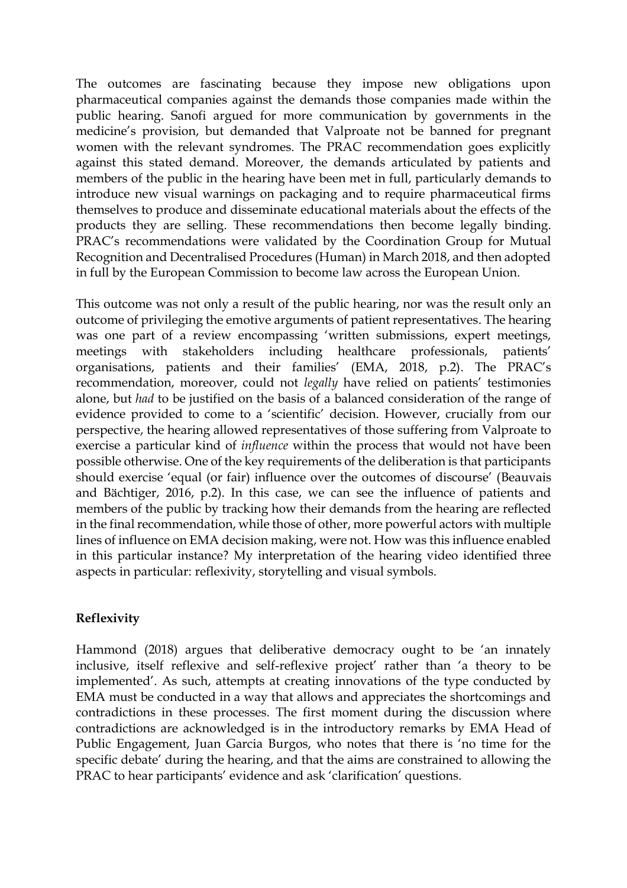The outcomes are fascinating because they impose new obligations upon pharmaceutical companies against the demands those companies made within the public hearing. Sanofi argued for more communication by governments in the medicine's provision, but demanded that Valproate not be banned for pregnant women with the relevant syndromes. The PRAC recommendation goes explicitly against this stated demand. Moreover, the demands articulated by patients and members of the public in the hearing have been met in full, particularly demands to introduce new visual warnings on packaging and to require pharmaceutical firms themselves to produce and disseminate educational materials about the effects of the products they are selling. These recommendations then become legally binding. PRAC's recommendations were validated by the Coordination Group for Mutual Recognition and Decentralised Procedures (Human) in March 2018, and then adopted in full by the European Commission to become law across the European Union.

This outcome was not only a result of the public hearing, nor was the result only an outcome of privileging the emotive arguments of patient representatives. The hearing was one part of a review encompassing 'written submissions, expert meetings, meetings with stakeholders including healthcare professionals, patients' organisations, patients and their families' (EMA, 2018, p.2). The PRAC's recommendation, moreover, could not *legally* have relied on patients' testimonies alone, but *had* to be justified on the basis of a balanced consideration of the range of evidence provided to come to a 'scientific' decision. However, crucially from our perspective, the hearing allowed representatives of those suffering from Valproate to exercise a particular kind of *influence* within the process that would not have been possible otherwise. One of the key requirements of the deliberation is that participants should exercise 'equal (or fair) influence over the outcomes of discourse' (Beauvais and Bächtiger, 2016, p.2). In this case, we can see the influence of patients and members of the public by tracking how their demands from the hearing are reflected in the final recommendation, while those of other, more powerful actors with multiple lines of influence on EMA decision making, were not. How was this influence enabled in this particular instance? My interpretation of the hearing video identified three aspects in particular: reflexivity, storytelling and visual symbols.

**Reflexivity**

Hammond (2018) argues that deliberative democracy ought to be 'an innately inclusive, itself reflexive and self-reflexive project' rather than 'a theory to be implemented'. As such, attempts at creating innovations of the type conducted by EMA must be conducted in a way that allows and appreciates the shortcomings and contradictions in these processes. The first moment during the discussion where contradictions are acknowledged is in the introductory remarks by EMA Head of Public Engagement, Juan Garcia Burgos, who notes that there is 'no time for the specific debate' during the hearing, and that the aims are constrained to allowing the PRAC to hear participants' evidence and ask 'clarification' questions.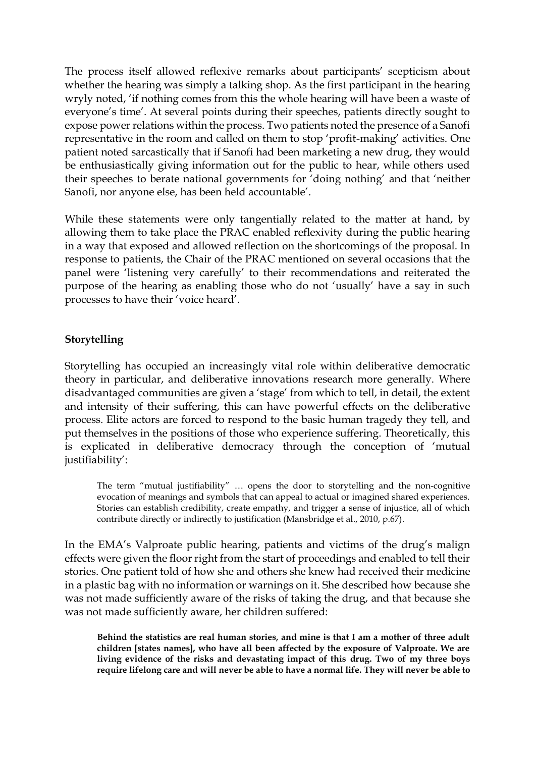The process itself allowed reflexive remarks about participants' scepticism about whether the hearing was simply a talking shop. As the first participant in the hearing wryly noted, 'if nothing comes from this the whole hearing will have been a waste of everyone's time'. At several points during their speeches, patients directly sought to expose power relations within the process. Two patients noted the presence of a Sanofi representative in the room and called on them to stop 'profit-making' activities. One patient noted sarcastically that if Sanofi had been marketing a new drug, they would be enthusiastically giving information out for the public to hear, while others used their speeches to berate national governments for 'doing nothing' and that 'neither Sanofi, nor anyone else, has been held accountable'.

While these statements were only tangentially related to the matter at hand, by allowing them to take place the PRAC enabled reflexivity during the public hearing in a way that exposed and allowed reflection on the shortcomings of the proposal. In response to patients, the Chair of the PRAC mentioned on several occasions that the panel were 'listening very carefully' to their recommendations and reiterated the purpose of the hearing as enabling those who do not 'usually' have a say in such processes to have their 'voice heard'.

**Storytelling**

Storytelling has occupied an increasingly vital role within deliberative democratic theory in particular, and deliberative innovations research more generally. Where disadvantaged communities are given a 'stage' from which to tell, in detail, the extent and intensity of their suffering, this can have powerful effects on the deliberative process. Elite actors are forced to respond to the basic human tragedy they tell, and put themselves in the positions of those who experience suffering. Theoretically, this is explicated in deliberative democracy through the conception of 'mutual justifiability':

> The term "mutual justifiability" … opens the door to storytelling and the non-cognitive evocation of meanings and symbols that can appeal to actual or imagined shared experiences. Stories can establish credibility, create empathy, and trigger a sense of injustice, all of which contribute directly or indirectly to justification (Mansbridge et al., 2010, p.67).

In the EMA's Valproate public hearing, patients and victims of the drug's malign effects were given the floor right from the start of proceedings and enabled to tell their stories. One patient told of how she and others she knew had received their medicine in a plastic bag with no information or warnings on it. She described how because she was not made sufficiently aware of the risks of taking the drug, and that because she was not made sufficiently aware, her children suffered:

> **Behind the statistics are real human stories, and mine is that I am a mother of three adult children [states names], who have all been affected by the exposure of Valproate. We are living evidence of the risks and devastating impact of this drug. Two of my three boys require lifelong care and will never be able to have a normal life. They will never be able to**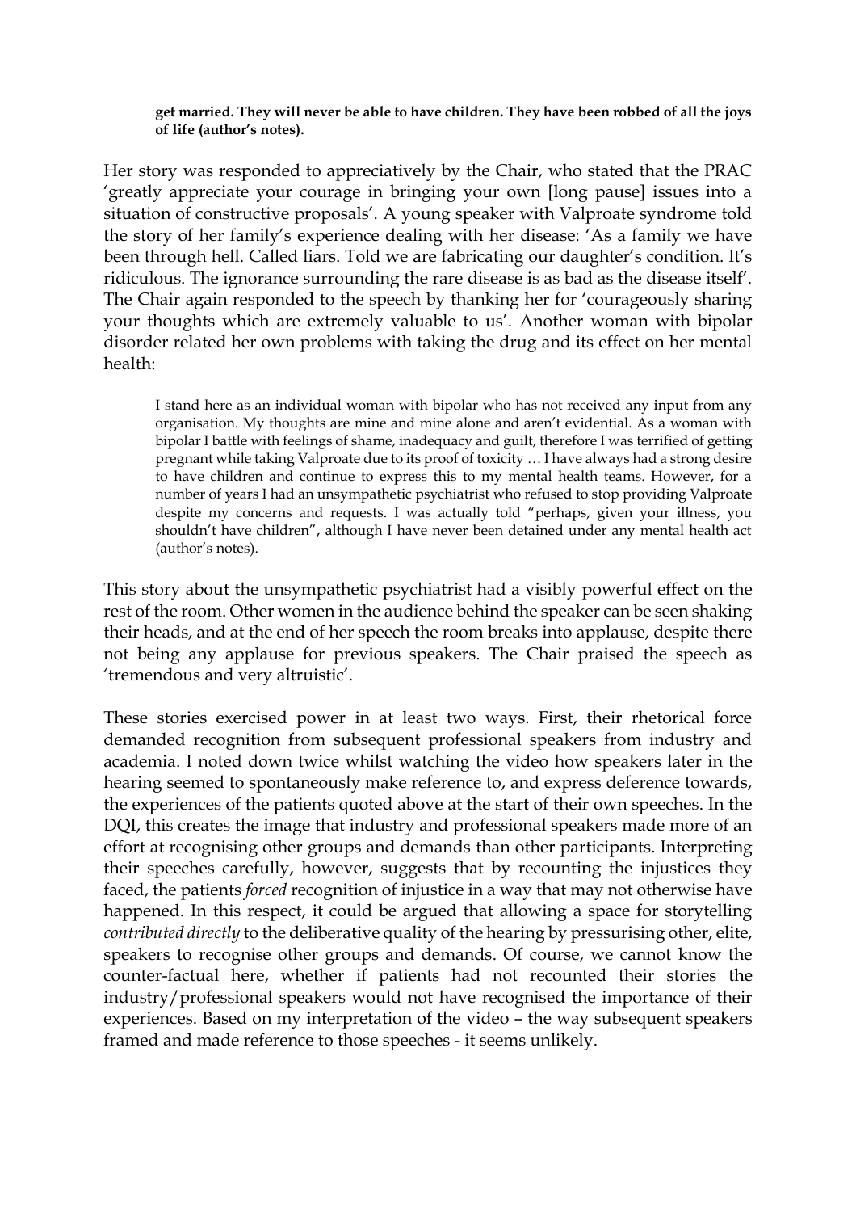> **get married. They will never be able to have children. They have been robbed of all the joys of life (author's notes).**

Her story was responded to appreciatively by the Chair, who stated that the PRAC 'greatly appreciate your courage in bringing your own [long pause] issues into a situation of constructive proposals'. A young speaker with Valproate syndrome told the story of her family's experience dealing with her disease: 'As a family we have been through hell. Called liars. Told we are fabricating our daughter's condition. It's ridiculous. The ignorance surrounding the rare disease is as bad as the disease itself'. The Chair again responded to the speech by thanking her for 'courageously sharing your thoughts which are extremely valuable to us'. Another woman with bipolar disorder related her own problems with taking the drug and its effect on her mental health:

> I stand here as an individual woman with bipolar who has not received any input from any organisation. My thoughts are mine and mine alone and aren't evidential. As a woman with bipolar I battle with feelings of shame, inadequacy and guilt, therefore I was terrified of getting pregnant while taking Valproate due to its proof of toxicity … I have always had a strong desire to have children and continue to express this to my mental health teams. However, for a number of years I had an unsympathetic psychiatrist who refused to stop providing Valproate despite my concerns and requests. I was actually told "perhaps, given your illness, you shouldn't have children", although I have never been detained under any mental health act (author's notes).

This story about the unsympathetic psychiatrist had a visibly powerful effect on the rest of the room. Other women in the audience behind the speaker can be seen shaking their heads, and at the end of her speech the room breaks into applause, despite there not being any applause for previous speakers. The Chair praised the speech as 'tremendous and very altruistic'.

These stories exercised power in at least two ways. First, their rhetorical force demanded recognition from subsequent professional speakers from industry and academia. I noted down twice whilst watching the video how speakers later in the hearing seemed to spontaneously make reference to, and express deference towards, the experiences of the patients quoted above at the start of their own speeches. In the DQI, this creates the image that industry and professional speakers made more of an effort at recognising other groups and demands than other participants. Interpreting their speeches carefully, however, suggests that by recounting the injustices they faced, the patients *forced* recognition of injustice in a way that may not otherwise have happened. In this respect, it could be argued that allowing a space for storytelling *contributed directly* to the deliberative quality of the hearing by pressurising other, elite, speakers to recognise other groups and demands. Of course, we cannot know the counter-factual here, whether if patients had not recounted their stories the industry/professional speakers would not have recognised the importance of their experiences. Based on my interpretation of the video – the way subsequent speakers framed and made reference to those speeches - it seems unlikely.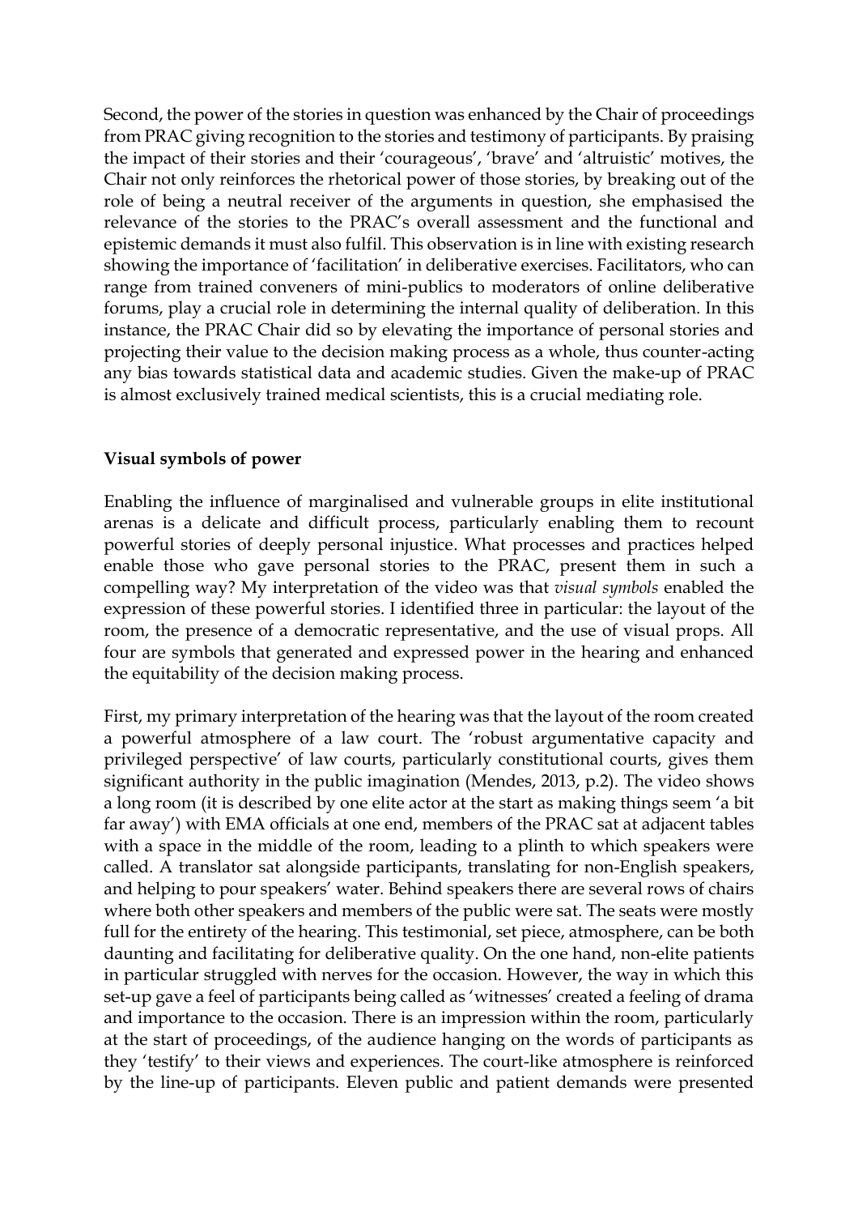Second, the power of the stories in question was enhanced by the Chair of proceedings from PRAC giving recognition to the stories and testimony of participants. By praising the impact of their stories and their 'courageous', 'brave' and 'altruistic' motives, the Chair not only reinforces the rhetorical power of those stories, by breaking out of the role of being a neutral receiver of the arguments in question, she emphasised the relevance of the stories to the PRAC's overall assessment and the functional and epistemic demands it must also fulfil. This observation is in line with existing research showing the importance of 'facilitation' in deliberative exercises. Facilitators, who can range from trained conveners of mini-publics to moderators of online deliberative forums, play a crucial role in determining the internal quality of deliberation. In this instance, the PRAC Chair did so by elevating the importance of personal stories and projecting their value to the decision making process as a whole, thus counter-acting any bias towards statistical data and academic studies. Given the make-up of PRAC is almost exclusively trained medical scientists, this is a crucial mediating role.

**Visual symbols of power**

Enabling the influence of marginalised and vulnerable groups in elite institutional arenas is a delicate and difficult process, particularly enabling them to recount powerful stories of deeply personal injustice. What processes and practices helped enable those who gave personal stories to the PRAC, present them in such a compelling way? My interpretation of the video was that *visual symbols* enabled the expression of these powerful stories. I identified three in particular: the layout of the room, the presence of a democratic representative, and the use of visual props. All four are symbols that generated and expressed power in the hearing and enhanced the equitability of the decision making process.

First, my primary interpretation of the hearing was that the layout of the room created a powerful atmosphere of a law court. The 'robust argumentative capacity and privileged perspective' of law courts, particularly constitutional courts, gives them significant authority in the public imagination (Mendes, 2013, p.2). The video shows a long room (it is described by one elite actor at the start as making things seem 'a bit far away') with EMA officials at one end, members of the PRAC sat at adjacent tables with a space in the middle of the room, leading to a plinth to which speakers were called. A translator sat alongside participants, translating for non-English speakers, and helping to pour speakers' water. Behind speakers there are several rows of chairs where both other speakers and members of the public were sat. The seats were mostly full for the entirety of the hearing. This testimonial, set piece, atmosphere, can be both daunting and facilitating for deliberative quality. On the one hand, non-elite patients in particular struggled with nerves for the occasion. However, the way in which this set-up gave a feel of participants being called as 'witnesses' created a feeling of drama and importance to the occasion. There is an impression within the room, particularly at the start of proceedings, of the audience hanging on the words of participants as they 'testify' to their views and experiences. The court-like atmosphere is reinforced by the line-up of participants. Eleven public and patient demands were presented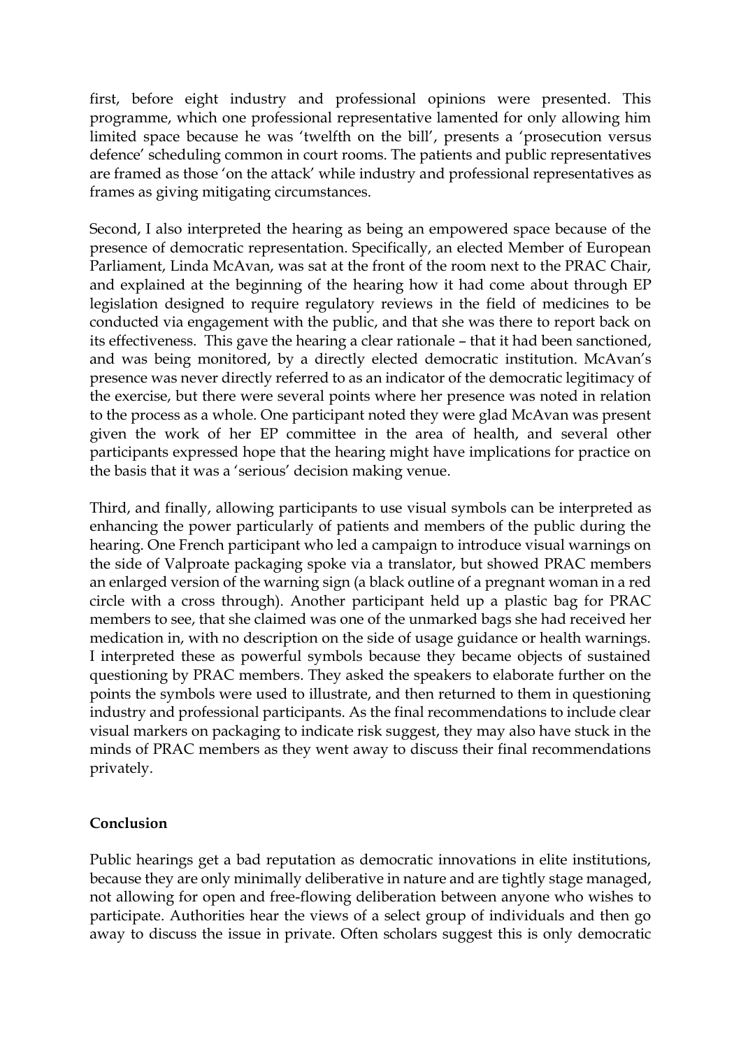first, before eight industry and professional opinions were presented. This programme, which one professional representative lamented for only allowing him limited space because he was 'twelfth on the bill', presents a 'prosecution versus defence' scheduling common in court rooms. The patients and public representatives are framed as those 'on the attack' while industry and professional representatives as frames as giving mitigating circumstances.

Second, I also interpreted the hearing as being an empowered space because of the presence of democratic representation. Specifically, an elected Member of European Parliament, Linda McAvan, was sat at the front of the room next to the PRAC Chair, and explained at the beginning of the hearing how it had come about through EP legislation designed to require regulatory reviews in the field of medicines to be conducted via engagement with the public, and that she was there to report back on its effectiveness. This gave the hearing a clear rationale – that it had been sanctioned, and was being monitored, by a directly elected democratic institution. McAvan's presence was never directly referred to as an indicator of the democratic legitimacy of the exercise, but there were several points where her presence was noted in relation to the process as a whole. One participant noted they were glad McAvan was present given the work of her EP committee in the area of health, and several other participants expressed hope that the hearing might have implications for practice on the basis that it was a 'serious' decision making venue.

Third, and finally, allowing participants to use visual symbols can be interpreted as enhancing the power particularly of patients and members of the public during the hearing. One French participant who led a campaign to introduce visual warnings on the side of Valproate packaging spoke via a translator, but showed PRAC members an enlarged version of the warning sign (a black outline of a pregnant woman in a red circle with a cross through). Another participant held up a plastic bag for PRAC members to see, that she claimed was one of the unmarked bags she had received her medication in, with no description on the side of usage guidance or health warnings. I interpreted these as powerful symbols because they became objects of sustained questioning by PRAC members. They asked the speakers to elaborate further on the points the symbols were used to illustrate, and then returned to them in questioning industry and professional participants. As the final recommendations to include clear visual markers on packaging to indicate risk suggest, they may also have stuck in the minds of PRAC members as they went away to discuss their final recommendations privately.

## Conclusion

Public hearings get a bad reputation as democratic innovations in elite institutions, because they are only minimally deliberative in nature and are tightly stage managed, not allowing for open and free-flowing deliberation between anyone who wishes to participate. Authorities hear the views of a select group of individuals and then go away to discuss the issue in private. Often scholars suggest this is only democratic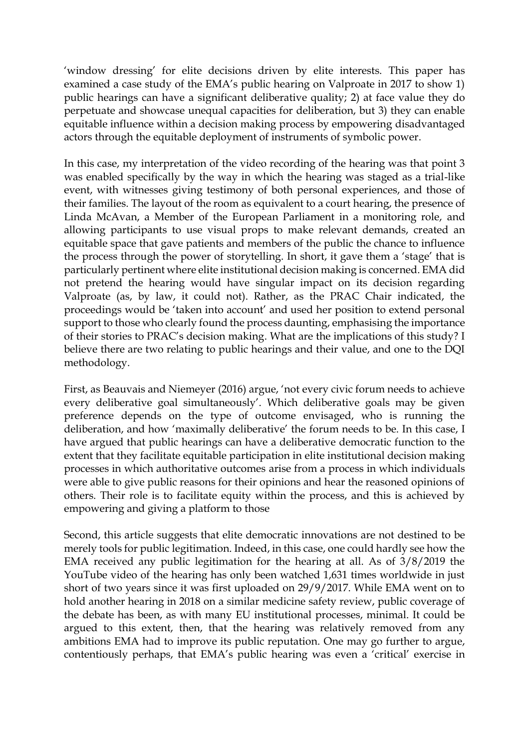'window dressing' for elite decisions driven by elite interests. This paper has examined a case study of the EMA's public hearing on Valproate in 2017 to show 1) public hearings can have a significant deliberative quality; 2) at face value they do perpetuate and showcase unequal capacities for deliberation, but 3) they can enable equitable influence within a decision making process by empowering disadvantaged actors through the equitable deployment of instruments of symbolic power.

In this case, my interpretation of the video recording of the hearing was that point 3 was enabled specifically by the way in which the hearing was staged as a trial-like event, with witnesses giving testimony of both personal experiences, and those of their families. The layout of the room as equivalent to a court hearing, the presence of Linda McAvan, a Member of the European Parliament in a monitoring role, and allowing participants to use visual props to make relevant demands, created an equitable space that gave patients and members of the public the chance to influence the process through the power of storytelling. In short, it gave them a 'stage' that is particularly pertinent where elite institutional decision making is concerned. EMA did not pretend the hearing would have singular impact on its decision regarding Valproate (as, by law, it could not). Rather, as the PRAC Chair indicated, the proceedings would be 'taken into account' and used her position to extend personal support to those who clearly found the process daunting, emphasising the importance of their stories to PRAC's decision making. What are the implications of this study? I believe there are two relating to public hearings and their value, and one to the DQI methodology.

First, as Beauvais and Niemeyer (2016) argue, 'not every civic forum needs to achieve every deliberative goal simultaneously'. Which deliberative goals may be given preference depends on the type of outcome envisaged, who is running the deliberation, and how 'maximally deliberative' the forum needs to be. In this case, I have argued that public hearings can have a deliberative democratic function to the extent that they facilitate equitable participation in elite institutional decision making processes in which authoritative outcomes arise from a process in which individuals were able to give public reasons for their opinions and hear the reasoned opinions of others. Their role is to facilitate equity within the process, and this is achieved by empowering and giving a platform to those

Second, this article suggests that elite democratic innovations are not destined to be merely tools for public legitimation. Indeed, in this case, one could hardly see how the EMA received any public legitimation for the hearing at all. As of 3/8/2019 the YouTube video of the hearing has only been watched 1,631 times worldwide in just short of two years since it was first uploaded on 29/9/2017. While EMA went on to hold another hearing in 2018 on a similar medicine safety review, public coverage of the debate has been, as with many EU institutional processes, minimal. It could be argued to this extent, then, that the hearing was relatively removed from any ambitions EMA had to improve its public reputation. One may go further to argue, contentiously perhaps, that EMA's public hearing was even a 'critical' exercise in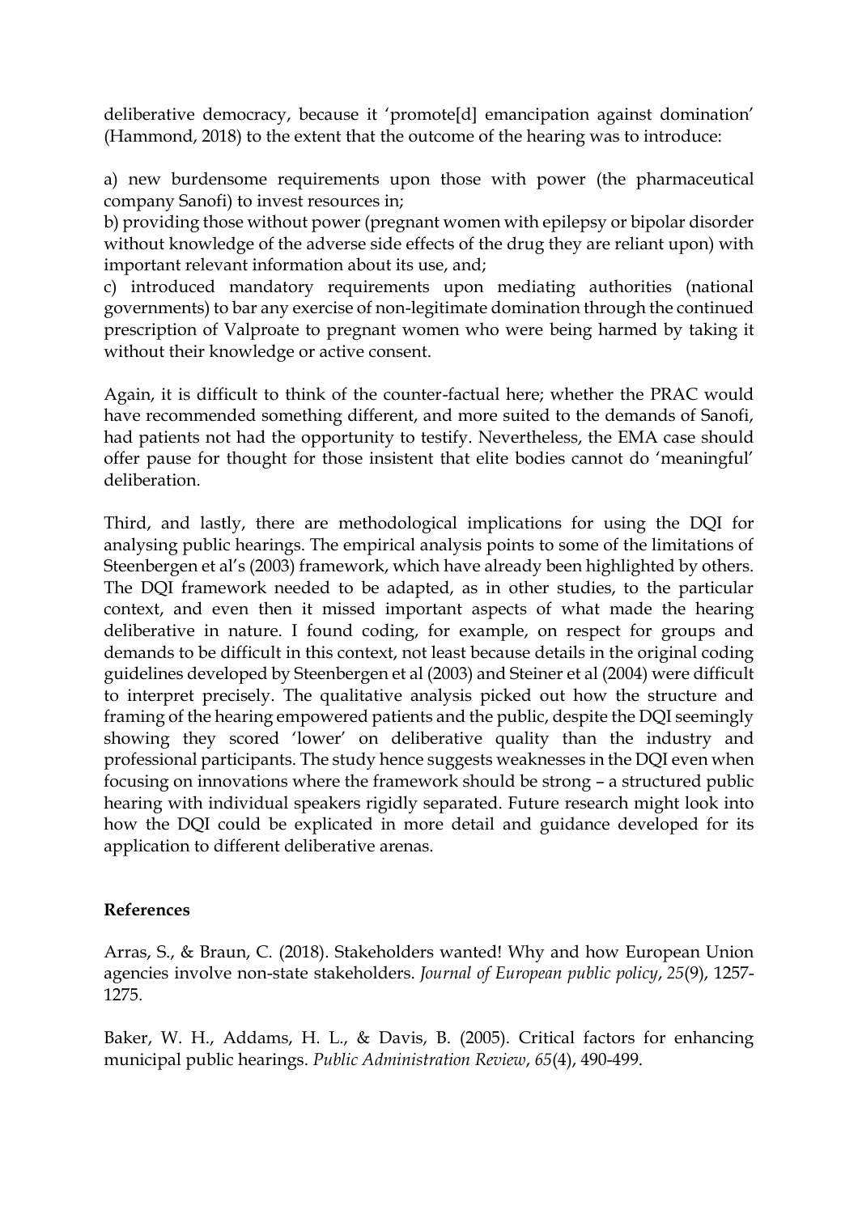deliberative democracy, because it 'promote[d] emancipation against domination' (Hammond, 2018) to the extent that the outcome of the hearing was to introduce:

a) new burdensome requirements upon those with power (the pharmaceutical company Sanofi) to invest resources in;
b) providing those without power (pregnant women with epilepsy or bipolar disorder without knowledge of the adverse side effects of the drug they are reliant upon) with important relevant information about its use, and;
c) introduced mandatory requirements upon mediating authorities (national governments) to bar any exercise of non-legitimate domination through the continued prescription of Valproate to pregnant women who were being harmed by taking it without their knowledge or active consent.

Again, it is difficult to think of the counter-factual here; whether the PRAC would have recommended something different, and more suited to the demands of Sanofi, had patients not had the opportunity to testify. Nevertheless, the EMA case should offer pause for thought for those insistent that elite bodies cannot do 'meaningful' deliberation.

Third, and lastly, there are methodological implications for using the DQI for analysing public hearings. The empirical analysis points to some of the limitations of Steenbergen et al's (2003) framework, which have already been highlighted by others. The DQI framework needed to be adapted, as in other studies, to the particular context, and even then it missed important aspects of what made the hearing deliberative in nature. I found coding, for example, on respect for groups and demands to be difficult in this context, not least because details in the original coding guidelines developed by Steenbergen et al (2003) and Steiner et al (2004) were difficult to interpret precisely. The qualitative analysis picked out how the structure and framing of the hearing empowered patients and the public, despite the DQI seemingly showing they scored 'lower' on deliberative quality than the industry and professional participants. The study hence suggests weaknesses in the DQI even when focusing on innovations where the framework should be strong – a structured public hearing with individual speakers rigidly separated. Future research might look into how the DQI could be explicated in more detail and guidance developed for its application to different deliberative arenas.

**References**

Arras, S., & Braun, C. (2018). Stakeholders wanted! Why and how European Union agencies involve non-state stakeholders. *Journal of European public policy*, *25*(9), 1257-1275.

Baker, W. H., Addams, H. L., & Davis, B. (2005). Critical factors for enhancing municipal public hearings. *Public Administration Review*, *65*(4), 490-499.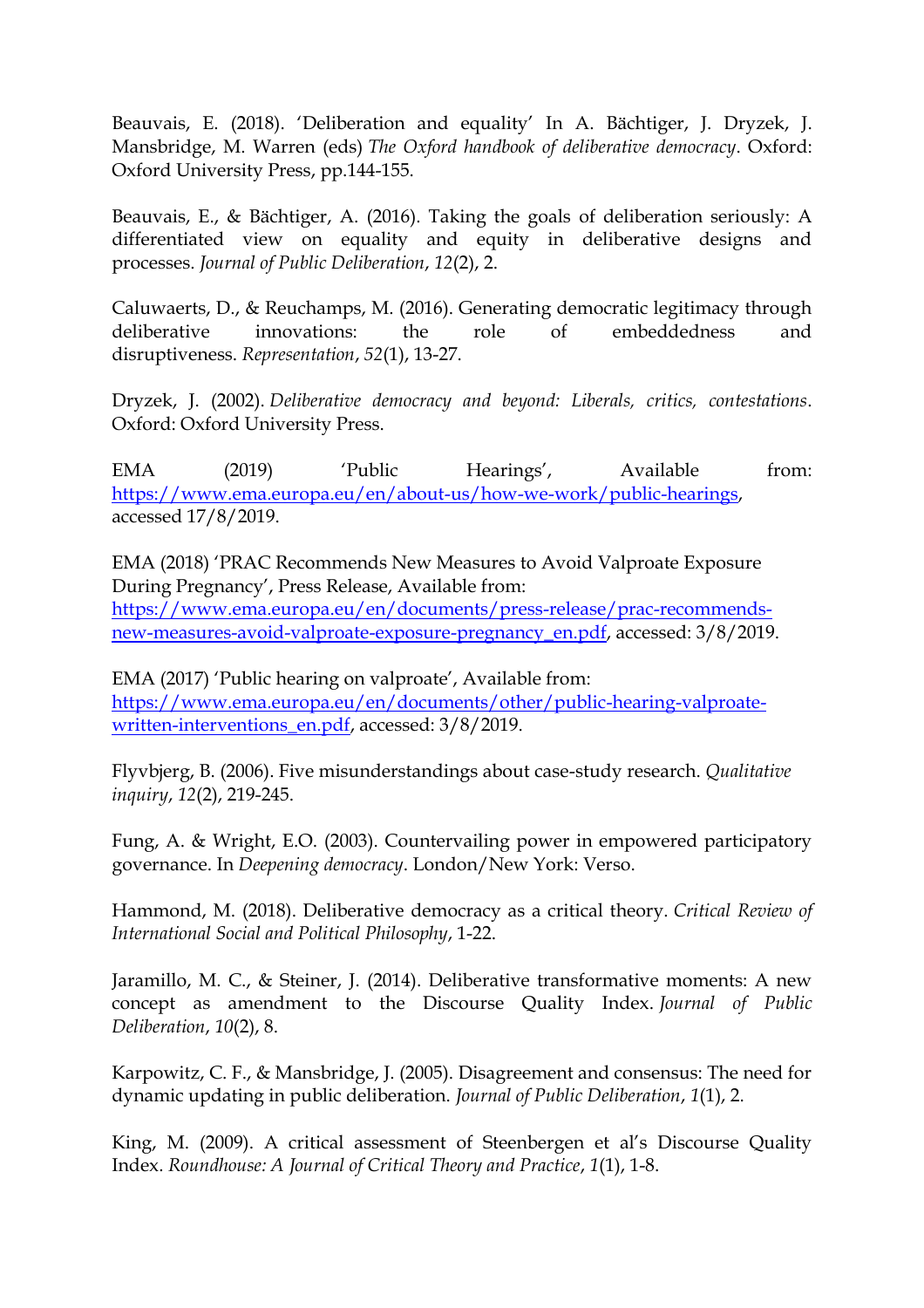Beauvais, E. (2018). 'Deliberation and equality' In A. Bächtiger, J. Dryzek, J. Mansbridge, M. Warren (eds) *The Oxford handbook of deliberative democracy*. Oxford: Oxford University Press, pp.144-155.

Beauvais, E., & Bächtiger, A. (2016). Taking the goals of deliberation seriously: A differentiated view on equality and equity in deliberative designs and processes. *Journal of Public Deliberation*, *12*(2), 2.

Caluwaerts, D., & Reuchamps, M. (2016). Generating democratic legitimacy through deliberative innovations: the role of embeddedness and disruptiveness. *Representation*, *52*(1), 13-27.

Dryzek, J. (2002). *Deliberative democracy and beyond: Liberals, critics, contestations*. Oxford: Oxford University Press.

EMA (2019) 'Public Hearings', Available from: https://www.ema.europa.eu/en/about-us/how-we-work/public-hearings, accessed 17/8/2019.

EMA (2018) 'PRAC Recommends New Measures to Avoid Valproate Exposure During Pregnancy', Press Release, Available from: https://www.ema.europa.eu/en/documents/press-release/prac-recommends-new-measures-avoid-valproate-exposure-pregnancy_en.pdf, accessed: 3/8/2019.

EMA (2017) 'Public hearing on valproate', Available from: https://www.ema.europa.eu/en/documents/other/public-hearing-valproate-written-interventions_en.pdf, accessed: 3/8/2019.

Flyvbjerg, B. (2006). Five misunderstandings about case-study research. *Qualitative inquiry*, *12*(2), 219-245.

Fung, A. & Wright, E.O. (2003). Countervailing power in empowered participatory governance. In *Deepening democracy*. London/New York: Verso.

Hammond, M. (2018). Deliberative democracy as a critical theory. *Critical Review of International Social and Political Philosophy*, 1-22.

Jaramillo, M. C., & Steiner, J. (2014). Deliberative transformative moments: A new concept as amendment to the Discourse Quality Index. *Journal of Public Deliberation*, *10*(2), 8.

Karpowitz, C. F., & Mansbridge, J. (2005). Disagreement and consensus: The need for dynamic updating in public deliberation. *Journal of Public Deliberation*, *1*(1), 2.

King, M. (2009). A critical assessment of Steenbergen et al's Discourse Quality Index. *Roundhouse: A Journal of Critical Theory and Practice*, *1*(1), 1-8.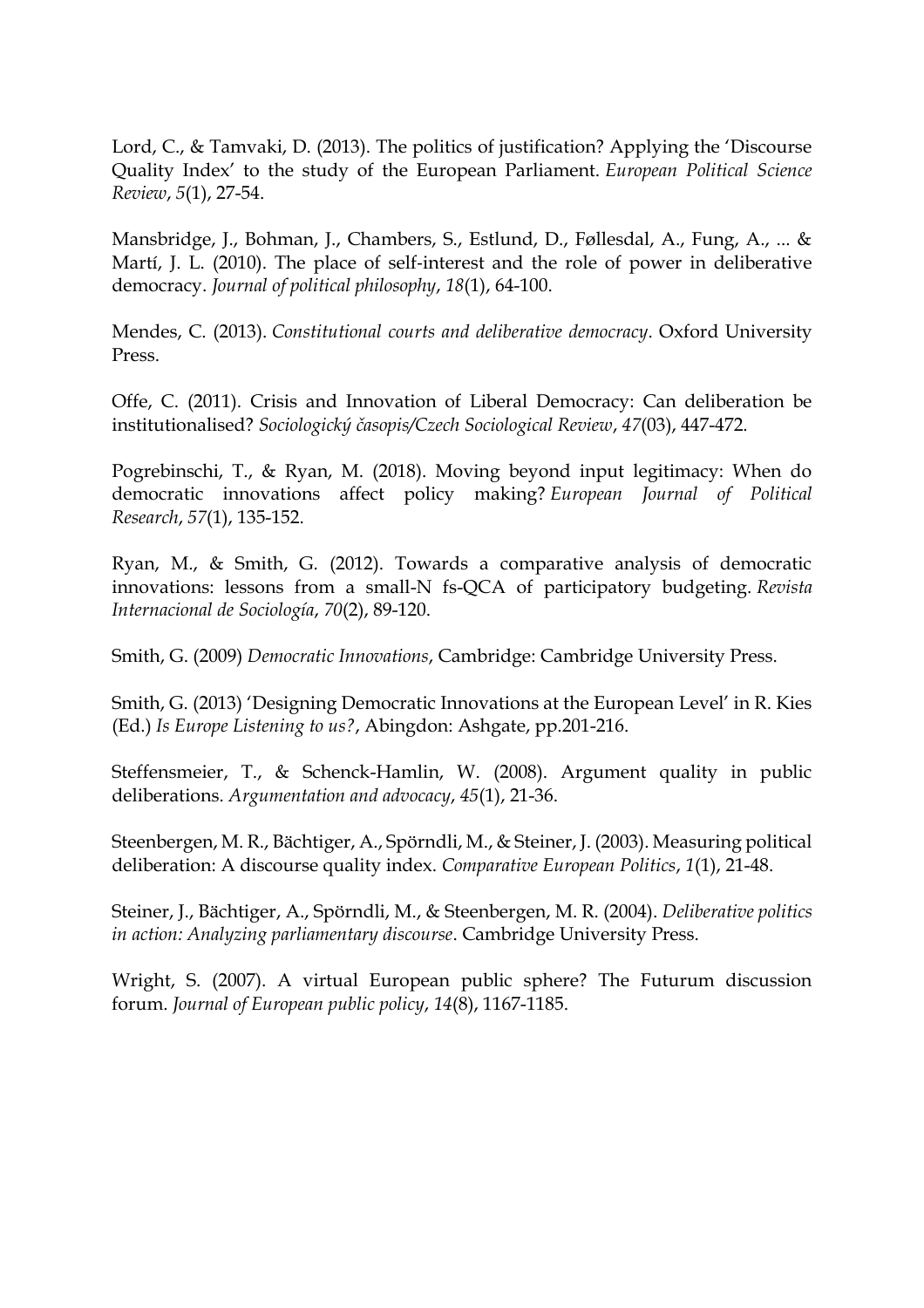Lord, C., & Tamvaki, D. (2013). The politics of justification? Applying the 'Discourse Quality Index' to the study of the European Parliament. *European Political Science Review*, *5*(1), 27-54.

Mansbridge, J., Bohman, J., Chambers, S., Estlund, D., Føllesdal, A., Fung, A., ... & Martí, J. L. (2010). The place of self‐interest and the role of power in deliberative democracy. *Journal of political philosophy*, *18*(1), 64-100.

Mendes, C. (2013). *Constitutional courts and deliberative democracy*. Oxford University Press.

Offe, C. (2011). Crisis and Innovation of Liberal Democracy: Can deliberation be institutionalised? *Sociologický časopis/Czech Sociological Review*, *47*(03), 447-472.

Pogrebinschi, T., & Ryan, M. (2018). Moving beyond input legitimacy: When do democratic innovations affect policy making? *European Journal of Political Research*, *57*(1), 135-152.

Ryan, M., & Smith, G. (2012). Towards a comparative analysis of democratic innovations: lessons from a small-N fs-QCA of participatory budgeting. *Revista Internacional de Sociología*, *70*(2), 89-120.

Smith, G. (2009) *Democratic Innovations*, Cambridge: Cambridge University Press.

Smith, G. (2013) 'Designing Democratic Innovations at the European Level' in R. Kies (Ed.) *Is Europe Listening to us?*, Abingdon: Ashgate, pp.201-216.

Steffensmeier, T., & Schenck-Hamlin, W. (2008). Argument quality in public deliberations. *Argumentation and advocacy*, *45*(1), 21-36.

Steenbergen, M. R., Bächtiger, A., Spörndli, M., & Steiner, J. (2003). Measuring political deliberation: A discourse quality index. *Comparative European Politics*, *1*(1), 21-48.

Steiner, J., Bächtiger, A., Spörndli, M., & Steenbergen, M. R. (2004). *Deliberative politics in action: Analyzing parliamentary discourse*. Cambridge University Press.

Wright, S. (2007). A virtual European public sphere? The Futurum discussion forum. *Journal of European public policy*, *14*(8), 1167-1185.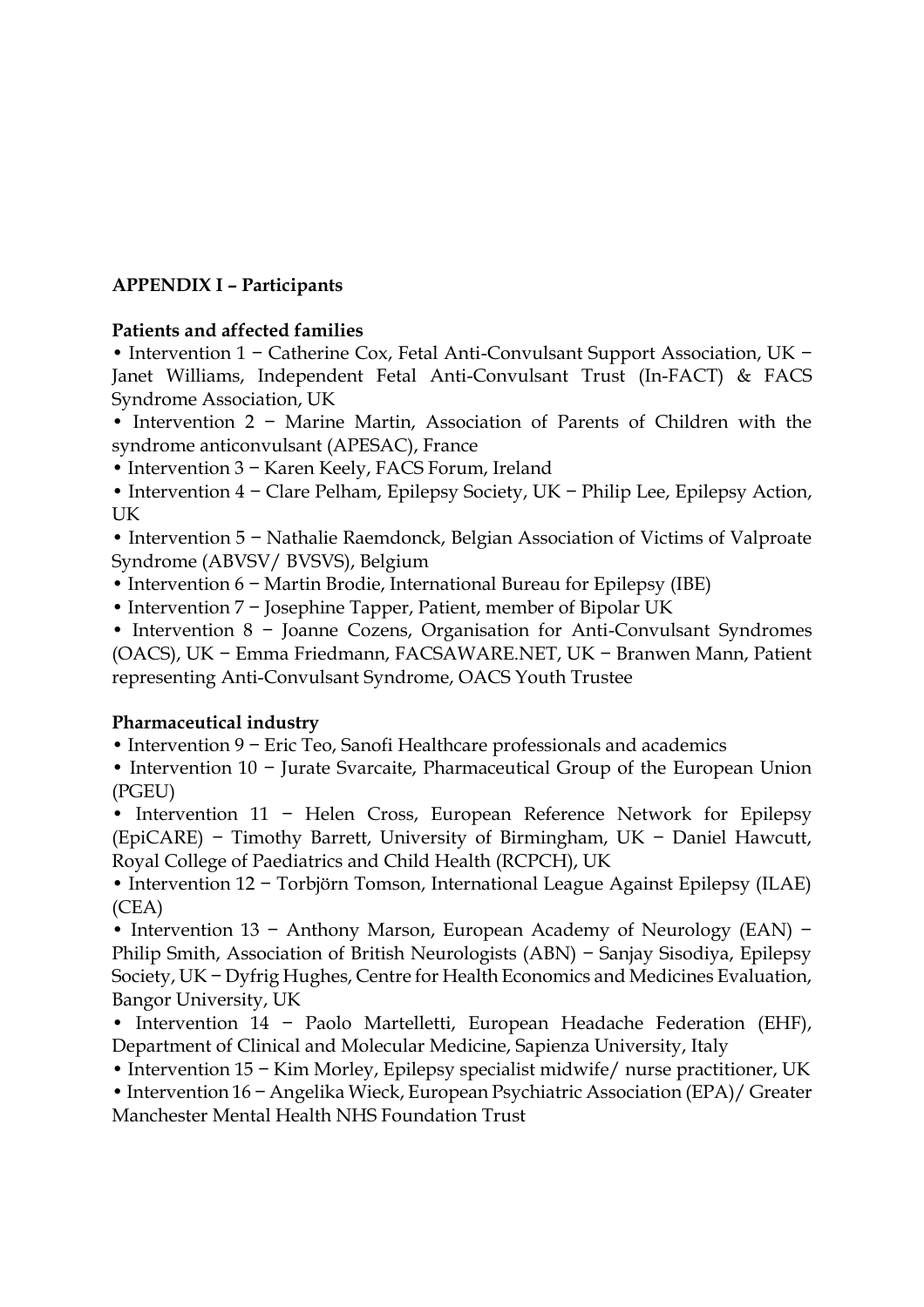**APPENDIX I – Participants**

**Patients and affected families**

- Intervention 1 − Catherine Cox, Fetal Anti-Convulsant Support Association, UK − Janet Williams, Independent Fetal Anti-Convulsant Trust (In-FACT) & FACS Syndrome Association, UK
- Intervention 2 − Marine Martin, Association of Parents of Children with the syndrome anticonvulsant (APESAC), France
- Intervention 3 − Karen Keely, FACS Forum, Ireland
- Intervention 4 − Clare Pelham, Epilepsy Society, UK − Philip Lee, Epilepsy Action, UK
- Intervention 5 − Nathalie Raemdonck, Belgian Association of Victims of Valproate Syndrome (ABVSV/ BVSVS), Belgium
- Intervention 6 − Martin Brodie, International Bureau for Epilepsy (IBE)
- Intervention 7 − Josephine Tapper, Patient, member of Bipolar UK
- Intervention 8 − Joanne Cozens, Organisation for Anti-Convulsant Syndromes (OACS), UK − Emma Friedmann, FACSAWARE.NET, UK − Branwen Mann, Patient representing Anti-Convulsant Syndrome, OACS Youth Trustee

**Pharmaceutical industry**

- Intervention 9 − Eric Teo, Sanofi Healthcare professionals and academics
- Intervention 10 − Jurate Svarcaite, Pharmaceutical Group of the European Union (PGEU)
- Intervention 11 − Helen Cross, European Reference Network for Epilepsy (EpiCARE) − Timothy Barrett, University of Birmingham, UK − Daniel Hawcutt, Royal College of Paediatrics and Child Health (RCPCH), UK
- Intervention 12 − Torbjörn Tomson, International League Against Epilepsy (ILAE) (CEA)
- Intervention 13 − Anthony Marson, European Academy of Neurology (EAN) − Philip Smith, Association of British Neurologists (ABN) − Sanjay Sisodiya, Epilepsy Society, UK − Dyfrig Hughes, Centre for Health Economics and Medicines Evaluation, Bangor University, UK
- Intervention 14 − Paolo Martelletti, European Headache Federation (EHF), Department of Clinical and Molecular Medicine, Sapienza University, Italy
- Intervention 15 − Kim Morley, Epilepsy specialist midwife/ nurse practitioner, UK
- Intervention 16 − Angelika Wieck, European Psychiatric Association (EPA)/ Greater Manchester Mental Health NHS Foundation Trust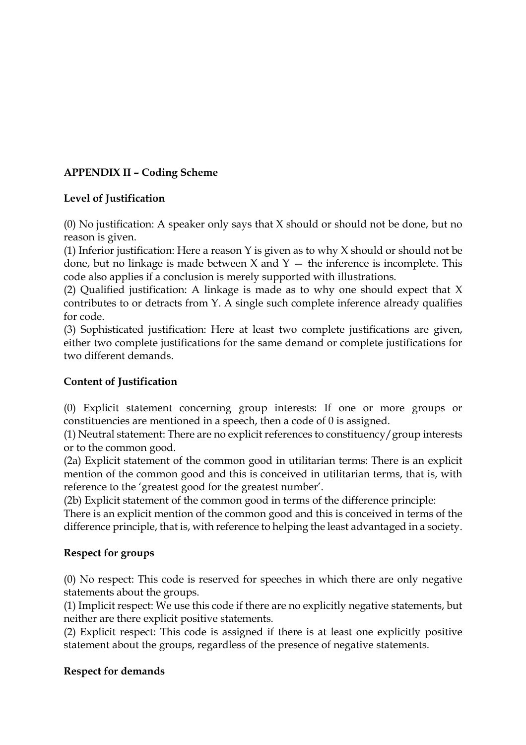## APPENDIX II – Coding Scheme

### Level of Justification

(0) No justification: A speaker only says that X should or should not be done, but no reason is given.
(1) Inferior justification: Here a reason Y is given as to why X should or should not be done, but no linkage is made between X and Y — the inference is incomplete. This code also applies if a conclusion is merely supported with illustrations.
(2) Qualified justification: A linkage is made as to why one should expect that X contributes to or detracts from Y. A single such complete inference already qualifies for code.
(3) Sophisticated justification: Here at least two complete justifications are given, either two complete justifications for the same demand or complete justifications for two different demands.

### Content of Justification

(0) Explicit statement concerning group interests: If one or more groups or constituencies are mentioned in a speech, then a code of 0 is assigned.
(1) Neutral statement: There are no explicit references to constituency/group interests or to the common good.
(2a) Explicit statement of the common good in utilitarian terms: There is an explicit mention of the common good and this is conceived in utilitarian terms, that is, with reference to the 'greatest good for the greatest number'.
(2b) Explicit statement of the common good in terms of the difference principle:
There is an explicit mention of the common good and this is conceived in terms of the difference principle, that is, with reference to helping the least advantaged in a society.

### Respect for groups

(0) No respect: This code is reserved for speeches in which there are only negative statements about the groups.
(1) Implicit respect: We use this code if there are no explicitly negative statements, but neither are there explicit positive statements.
(2) Explicit respect: This code is assigned if there is at least one explicitly positive statement about the groups, regardless of the presence of negative statements.

### Respect for demands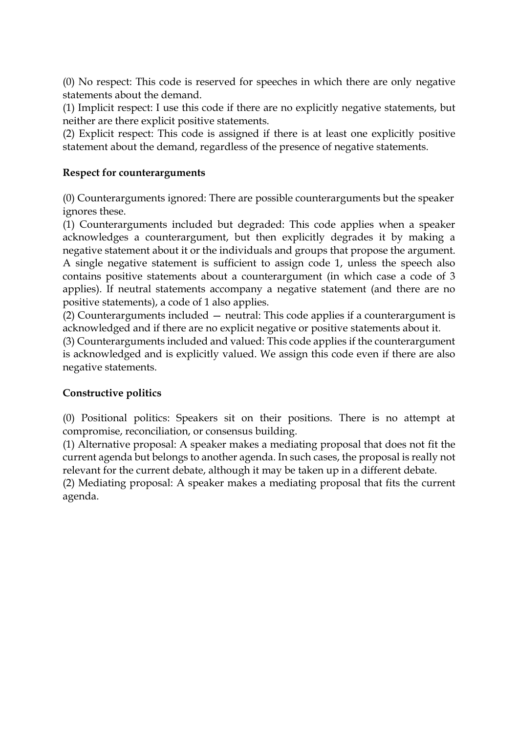(0) No respect: This code is reserved for speeches in which there are only negative statements about the demand.

(1) Implicit respect: I use this code if there are no explicitly negative statements, but neither are there explicit positive statements.

(2) Explicit respect: This code is assigned if there is at least one explicitly positive statement about the demand, regardless of the presence of negative statements.

**Respect for counterarguments**

(0) Counterarguments ignored: There are possible counterarguments but the speaker ignores these.

(1) Counterarguments included but degraded: This code applies when a speaker acknowledges a counterargument, but then explicitly degrades it by making a negative statement about it or the individuals and groups that propose the argument. A single negative statement is sufficient to assign code 1, unless the speech also contains positive statements about a counterargument (in which case a code of 3 applies). If neutral statements accompany a negative statement (and there are no positive statements), a code of 1 also applies.

(2) Counterarguments included — neutral: This code applies if a counterargument is acknowledged and if there are no explicit negative or positive statements about it.

(3) Counterarguments included and valued: This code applies if the counterargument is acknowledged and is explicitly valued. We assign this code even if there are also negative statements.

**Constructive politics**

(0) Positional politics: Speakers sit on their positions. There is no attempt at compromise, reconciliation, or consensus building.

(1) Alternative proposal: A speaker makes a mediating proposal that does not fit the current agenda but belongs to another agenda. In such cases, the proposal is really not relevant for the current debate, although it may be taken up in a different debate.

(2) Mediating proposal: A speaker makes a mediating proposal that fits the current agenda.